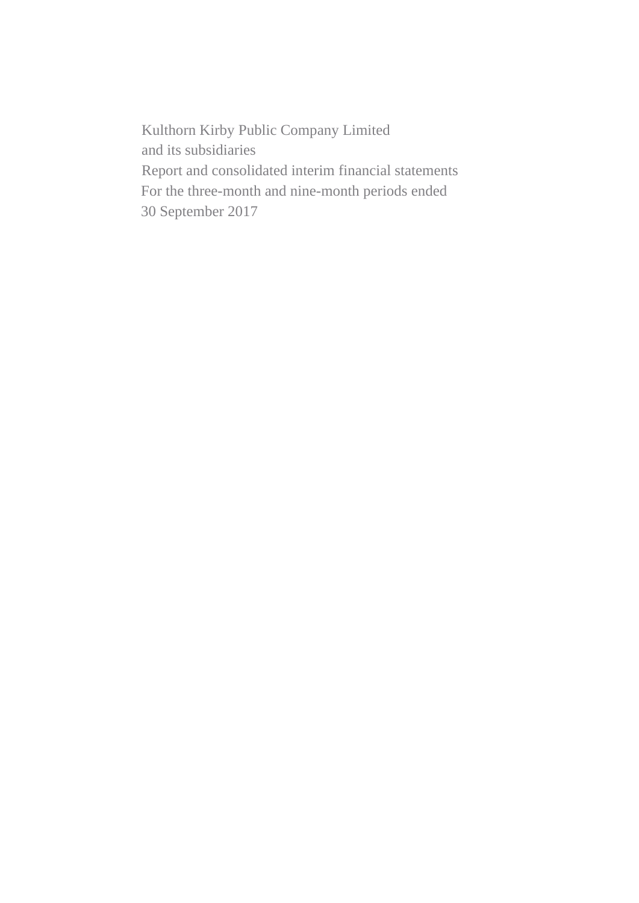Kulthorn Kirby Public Company Limited
and its subsidiaries
Report and consolidated interim financial statements
For the three-month and nine-month periods ended
30 September 2017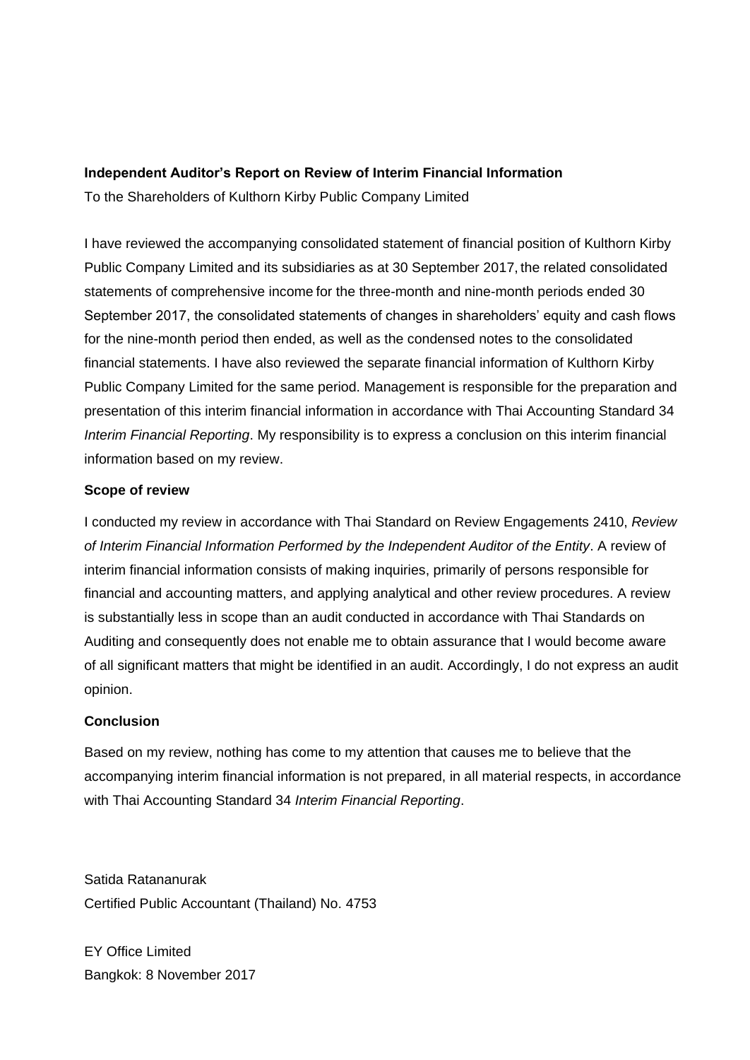**Independent Auditor's Report on Review of Interim Financial Information**

To the Shareholders of Kulthorn Kirby Public Company Limited

I have reviewed the accompanying consolidated statement of financial position of Kulthorn Kirby Public Company Limited and its subsidiaries as at 30 September 2017, the related consolidated statements of comprehensive income for the three-month and nine-month periods ended 30 September 2017, the consolidated statements of changes in shareholders' equity and cash flows for the nine-month period then ended, as well as the condensed notes to the consolidated financial statements. I have also reviewed the separate financial information of Kulthorn Kirby Public Company Limited for the same period. Management is responsible for the preparation and presentation of this interim financial information in accordance with Thai Accounting Standard 34 *Interim Financial Reporting*. My responsibility is to express a conclusion on this interim financial information based on my review.

**Scope of review**

I conducted my review in accordance with Thai Standard on Review Engagements 2410, *Review of Interim Financial Information Performed by the Independent Auditor of the Entity*. A review of interim financial information consists of making inquiries, primarily of persons responsible for financial and accounting matters, and applying analytical and other review procedures. A review is substantially less in scope than an audit conducted in accordance with Thai Standards on Auditing and consequently does not enable me to obtain assurance that I would become aware of all significant matters that might be identified in an audit. Accordingly, I do not express an audit opinion.

**Conclusion**

Based on my review, nothing has come to my attention that causes me to believe that the accompanying interim financial information is not prepared, in all material respects, in accordance with Thai Accounting Standard 34 *Interim Financial Reporting*.

Satida Ratananurak
Certified Public Accountant (Thailand) No. 4753

EY Office Limited
Bangkok: 8 November 2017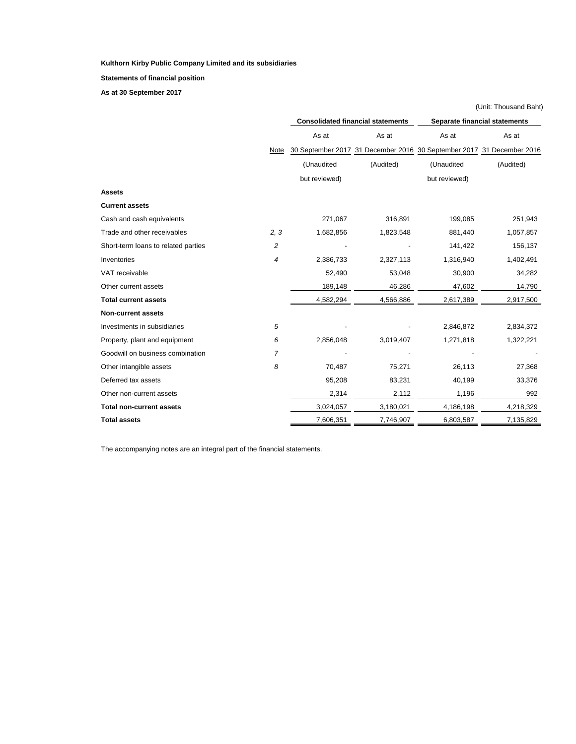**Kulthorn Kirby Public Company Limited and its subsidiaries**

**Statements of financial position**

**As at 30 September 2017**

(Unit: Thousand Baht)

| | Note | Consolidated financial statements | | Separate financial statements | |
|---|---|---|---|---|---|
| | | As at 30 September 2017 (Unaudited but reviewed) | As at 31 December 2016 (Audited) | As at 30 September 2017 (Unaudited but reviewed) | As at 31 December 2016 (Audited) |
| **Assets** | | | | | |
| **Current assets** | | | | | |
| Cash and cash equivalents | | 271,067 | 316,891 | 199,085 | 251,943 |
| Trade and other receivables | *2, 3* | 1,682,856 | 1,823,548 | 881,440 | 1,057,857 |
| Short-term loans to related parties | *2* | - | - | 141,422 | 156,137 |
| Inventories | *4* | 2,386,733 | 2,327,113 | 1,316,940 | 1,402,491 |
| VAT receivable | | 52,490 | 53,048 | 30,900 | 34,282 |
| Other current assets | | 189,148 | 46,286 | 47,602 | 14,790 |
| **Total current assets** | | 4,582,294 | 4,566,886 | 2,617,389 | 2,917,500 |
| **Non-current assets** | | | | | |
| Investments in subsidiaries | *5* | - | - | 2,846,872 | 2,834,372 |
| Property, plant and equipment | *6* | 2,856,048 | 3,019,407 | 1,271,818 | 1,322,221 |
| Goodwill on business combination | *7* | - | - | - | - |
| Other intangible assets | *8* | 70,487 | 75,271 | 26,113 | 27,368 |
| Deferred tax assets | | 95,208 | 83,231 | 40,199 | 33,376 |
| Other non-current assets | | 2,314 | 2,112 | 1,196 | 992 |
| **Total non-current assets** | | 3,024,057 | 3,180,021 | 4,186,198 | 4,218,329 |
| **Total assets** | | 7,606,351 | 7,746,907 | 6,803,587 | 7,135,829 |

The accompanying notes are an integral part of the financial statements.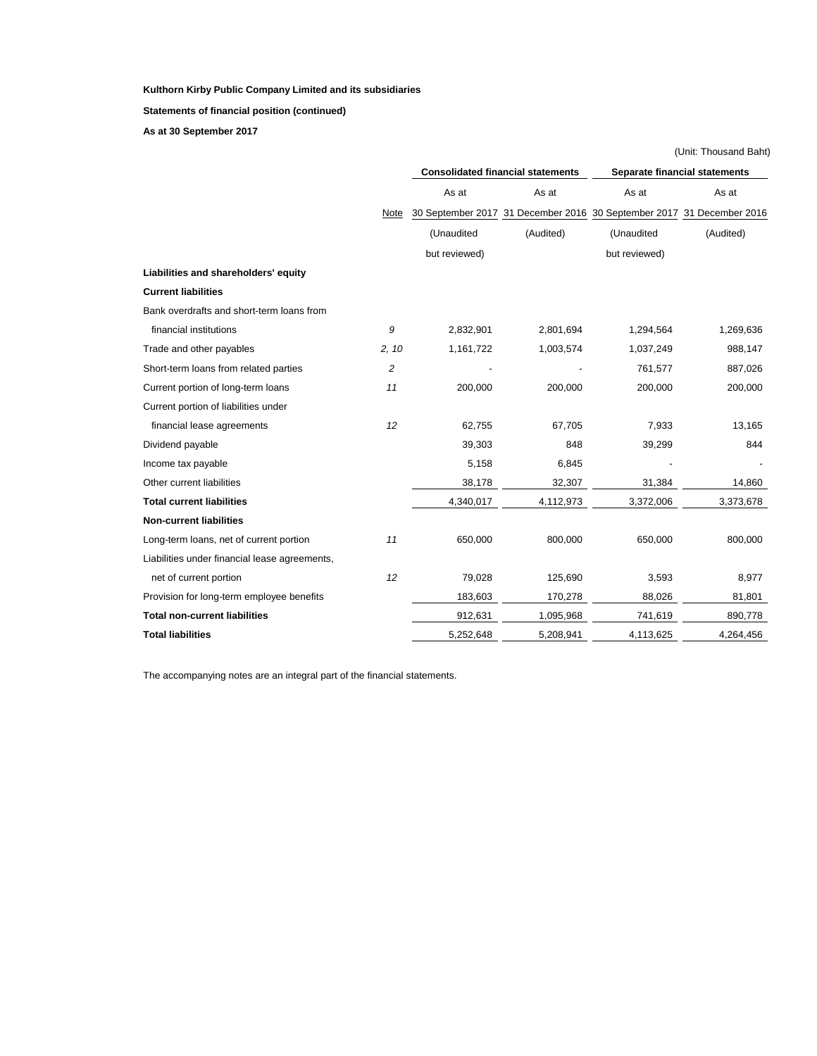**Kulthorn Kirby Public Company Limited and its subsidiaries**

**Statements of financial position (continued)**

**As at 30 September 2017**

(Unit: Thousand Baht)

| | | Consolidated financial statements | | Separate financial statements | |
|---|---|---|---|---|---|
| | | As at | As at | As at | As at |
| | Note | 30 September 2017 | 31 December 2016 | 30 September 2017 | 31 December 2016 |
| | | (Unaudited but reviewed) | (Audited) | (Unaudited but reviewed) | (Audited) |
| **Liabilities and shareholders' equity** | | | | | |
| **Current liabilities** | | | | | |
| Bank overdrafts and short-term loans from financial institutions | 9 | 2,832,901 | 2,801,694 | 1,294,564 | 1,269,636 |
| Trade and other payables | 2, 10 | 1,161,722 | 1,003,574 | 1,037,249 | 988,147 |
| Short-term loans from related parties | 2 | - | - | 761,577 | 887,026 |
| Current portion of long-term loans | 11 | 200,000 | 200,000 | 200,000 | 200,000 |
| Current portion of liabilities under financial lease agreements | 12 | 62,755 | 67,705 | 7,933 | 13,165 |
| Dividend payable | | 39,303 | 848 | 39,299 | 844 |
| Income tax payable | | 5,158 | 6,845 | - | - |
| Other current liabilities | | 38,178 | 32,307 | 31,384 | 14,860 |
| **Total current liabilities** | | 4,340,017 | 4,112,973 | 3,372,006 | 3,373,678 |
| **Non-current liabilities** | | | | | |
| Long-term loans, net of current portion | 11 | 650,000 | 800,000 | 650,000 | 800,000 |
| Liabilities under financial lease agreements, net of current portion | 12 | 79,028 | 125,690 | 3,593 | 8,977 |
| Provision for long-term employee benefits | | 183,603 | 170,278 | 88,026 | 81,801 |
| **Total non-current liabilities** | | 912,631 | 1,095,968 | 741,619 | 890,778 |
| **Total liabilities** | | 5,252,648 | 5,208,941 | 4,113,625 | 4,264,456 |

The accompanying notes are an integral part of the financial statements.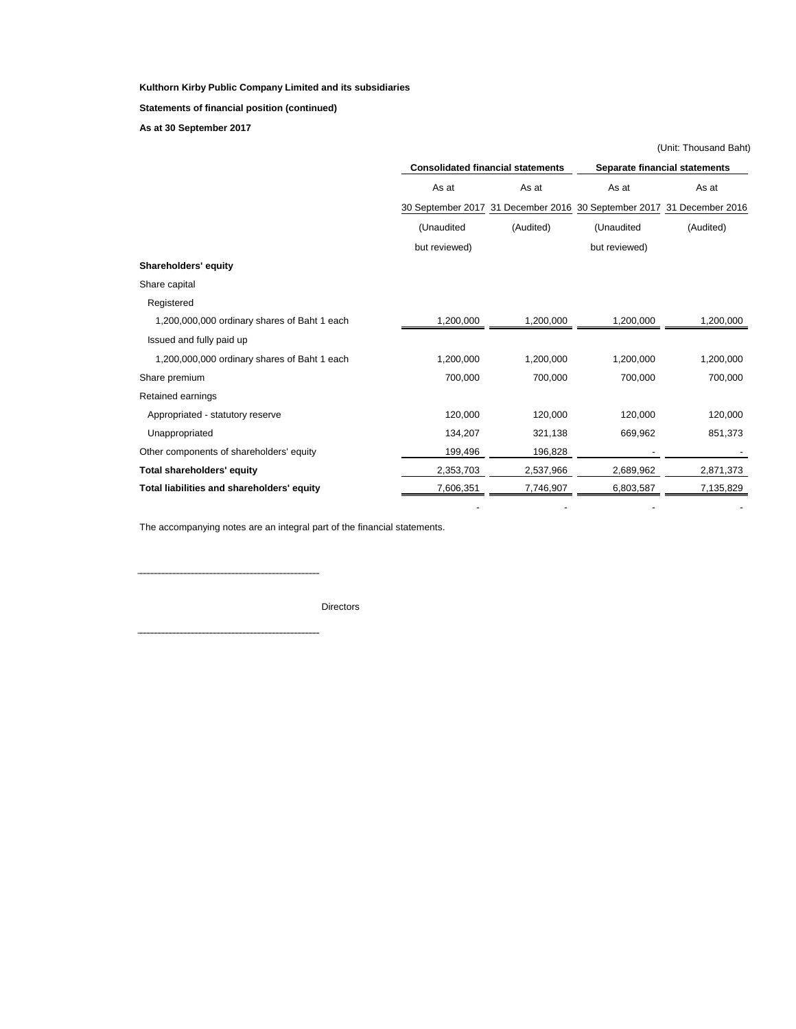**Kulthorn Kirby Public Company Limited and its subsidiaries**

**Statements of financial position (continued)**

**As at 30 September 2017**

(Unit: Thousand Baht)

| | Consolidated financial statements | | Separate financial statements | |
|---|---|---|---|---|
| | As at | As at | As at | As at |
| | 30 September 2017 | 31 December 2016 | 30 September 2017 | 31 December 2016 |
| | (Unaudited but reviewed) | (Audited) | (Unaudited but reviewed) | (Audited) |
| **Shareholders' equity** | | | | |
| Share capital | | | | |
| Registered | | | | |
| 1,200,000,000 ordinary shares of Baht 1 each | 1,200,000 | 1,200,000 | 1,200,000 | 1,200,000 |
| Issued and fully paid up | | | | |
| 1,200,000,000 ordinary shares of Baht 1 each | 1,200,000 | 1,200,000 | 1,200,000 | 1,200,000 |
| Share premium | 700,000 | 700,000 | 700,000 | 700,000 |
| Retained earnings | | | | |
| Appropriated - statutory reserve | 120,000 | 120,000 | 120,000 | 120,000 |
| Unappropriated | 134,207 | 321,138 | 669,962 | 851,373 |
| Other components of shareholders' equity | 199,496 | 196,828 | - | - |
| **Total shareholders' equity** | 2,353,703 | 2,537,966 | 2,689,962 | 2,871,373 |
| **Total liabilities and shareholders' equity** | 7,606,351 | 7,746,907 | 6,803,587 | 7,135,829 |
| | - | - | - | - |

The accompanying notes are an integral part of the financial statements.

.............................................................................

Directors

.............................................................................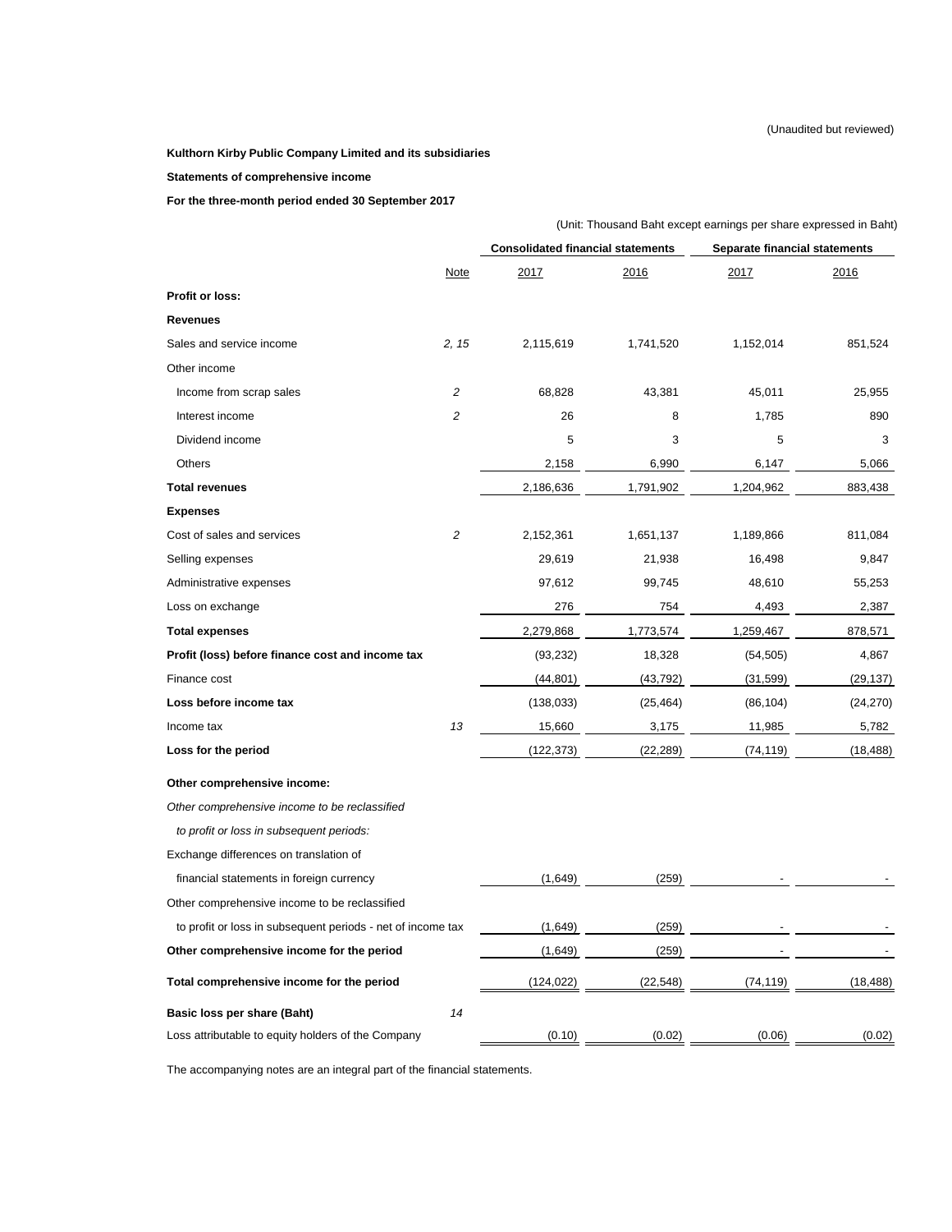(Unaudited but reviewed)

**Kulthorn Kirby Public Company Limited and its subsidiaries**

**Statements of comprehensive income**

**For the three-month period ended 30 September 2017**

(Unit: Thousand Baht except earnings per share expressed in Baht)

| | | Consolidated financial statements | | Separate financial statements | |
|---|---|---|---|---|---|
| | Note | 2017 | 2016 | 2017 | 2016 |
| **Profit or loss:** | | | | | |
| **Revenues** | | | | | |
| Sales and service income | *2, 15* | 2,115,619 | 1,741,520 | 1,152,014 | 851,524 |
| Other income | | | | | |
| Income from scrap sales | *2* | 68,828 | 43,381 | 45,011 | 25,955 |
| Interest income | *2* | 26 | 8 | 1,785 | 890 |
| Dividend income | | 5 | 3 | 5 | 3 |
| Others | | 2,158 | 6,990 | 6,147 | 5,066 |
| **Total revenues** | | 2,186,636 | 1,791,902 | 1,204,962 | 883,438 |
| **Expenses** | | | | | |
| Cost of sales and services | *2* | 2,152,361 | 1,651,137 | 1,189,866 | 811,084 |
| Selling expenses | | 29,619 | 21,938 | 16,498 | 9,847 |
| Administrative expenses | | 97,612 | 99,745 | 48,610 | 55,253 |
| Loss on exchange | | 276 | 754 | 4,493 | 2,387 |
| **Total expenses** | | 2,279,868 | 1,773,574 | 1,259,467 | 878,571 |
| **Profit (loss) before finance cost and income tax** | | (93,232) | 18,328 | (54,505) | 4,867 |
| Finance cost | | (44,801) | (43,792) | (31,599) | (29,137) |
| **Loss before income tax** | | (138,033) | (25,464) | (86,104) | (24,270) |
| Income tax | *13* | 15,660 | 3,175 | 11,985 | 5,782 |
| **Loss for the period** | | (122,373) | (22,289) | (74,119) | (18,488) |
| **Other comprehensive income:** | | | | | |
| *Other comprehensive income to be reclassified to profit or loss in subsequent periods:* | | | | | |
| Exchange differences on translation of financial statements in foreign currency | | (1,649) | (259) | - | - |
| Other comprehensive income to be reclassified to profit or loss in subsequent periods - net of income tax | | (1,649) | (259) | - | - |
| **Other comprehensive income for the period** | | (1,649) | (259) | - | - |
| **Total comprehensive income for the period** | | (124,022) | (22,548) | (74,119) | (18,488) |
| **Basic loss per share (Baht)** | *14* | | | | |
| Loss attributable to equity holders of the Company | | (0.10) | (0.02) | (0.06) | (0.02) |

The accompanying notes are an integral part of the financial statements.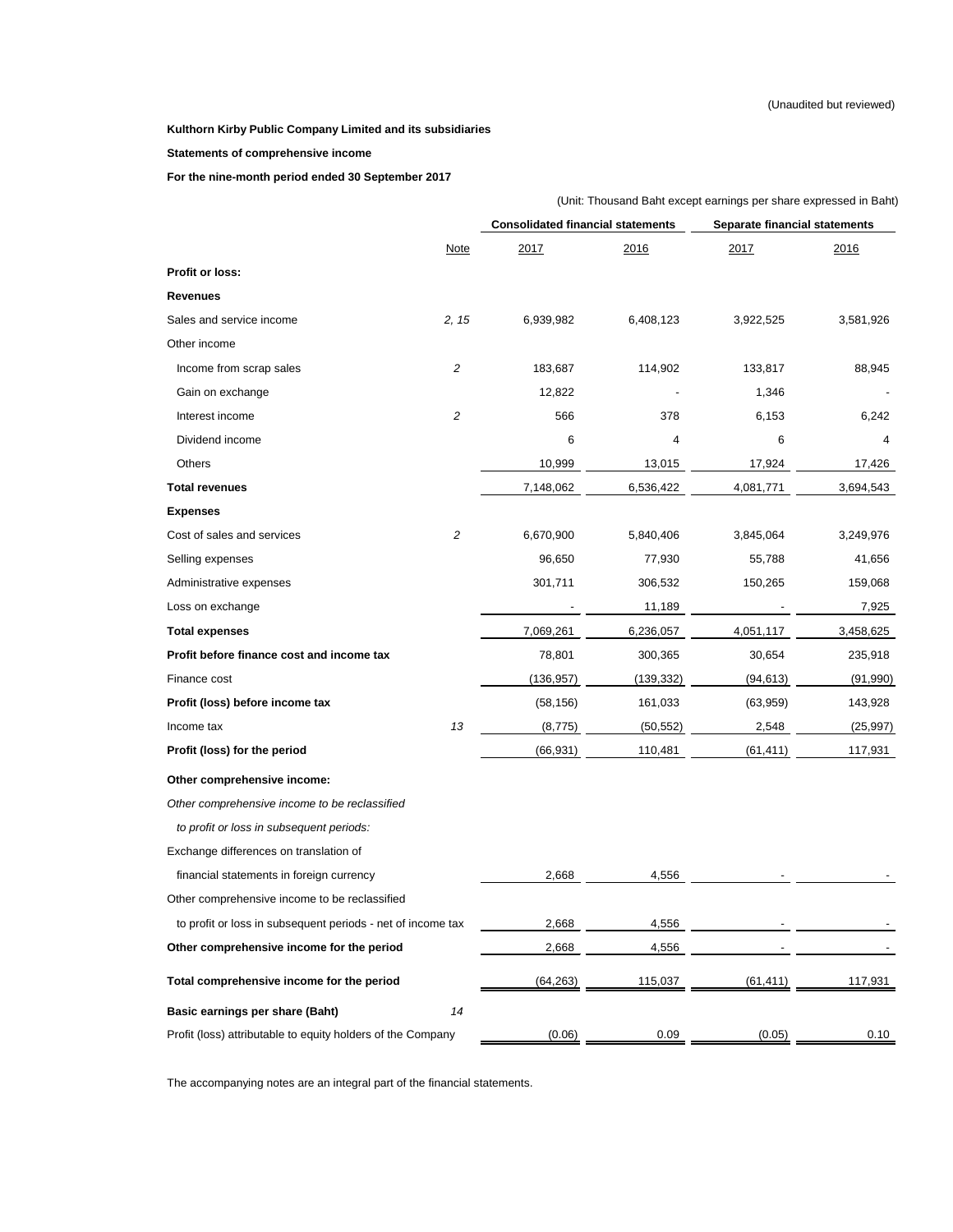(Unaudited but reviewed)

**Kulthorn Kirby Public Company Limited and its subsidiaries**

**Statements of comprehensive income**

**For the nine-month period ended 30 September 2017**

(Unit: Thousand Baht except earnings per share expressed in Baht)

| | | Consolidated financial statements | | Separate financial statements | |
|---|---|---|---|---|---|
| | Note | 2017 | 2016 | 2017 | 2016 |
| **Profit or loss:** | | | | | |
| **Revenues** | | | | | |
| Sales and service income | *2, 15* | 6,939,982 | 6,408,123 | 3,922,525 | 3,581,926 |
| Other income | | | | | |
| Income from scrap sales | *2* | 183,687 | 114,902 | 133,817 | 88,945 |
| Gain on exchange | | 12,822 | - | 1,346 | - |
| Interest income | *2* | 566 | 378 | 6,153 | 6,242 |
| Dividend income | | 6 | 4 | 6 | 4 |
| Others | | 10,999 | 13,015 | 17,924 | 17,426 |
| **Total revenues** | | 7,148,062 | 6,536,422 | 4,081,771 | 3,694,543 |
| **Expenses** | | | | | |
| Cost of sales and services | *2* | 6,670,900 | 5,840,406 | 3,845,064 | 3,249,976 |
| Selling expenses | | 96,650 | 77,930 | 55,788 | 41,656 |
| Administrative expenses | | 301,711 | 306,532 | 150,265 | 159,068 |
| Loss on exchange | | - | 11,189 | - | 7,925 |
| **Total expenses** | | 7,069,261 | 6,236,057 | 4,051,117 | 3,458,625 |
| **Profit before finance cost and income tax** | | 78,801 | 300,365 | 30,654 | 235,918 |
| Finance cost | | (136,957) | (139,332) | (94,613) | (91,990) |
| **Profit (loss) before income tax** | | (58,156) | 161,033 | (63,959) | 143,928 |
| Income tax | *13* | (8,775) | (50,552) | 2,548 | (25,997) |
| **Profit (loss) for the period** | | (66,931) | 110,481 | (61,411) | 117,931 |
| **Other comprehensive income:** | | | | | |
| *Other comprehensive income to be reclassified* | | | | | |
| *to profit or loss in subsequent periods:* | | | | | |
| Exchange differences on translation of | | | | | |
| financial statements in foreign currency | | 2,668 | 4,556 | - | - |
| Other comprehensive income to be reclassified | | | | | |
| to profit or loss in subsequent periods - net of income tax | | 2,668 | 4,556 | - | - |
| **Other comprehensive income for the period** | | 2,668 | 4,556 | - | - |
| **Total comprehensive income for the period** | | (64,263) | 115,037 | (61,411) | 117,931 |
| **Basic earnings per share (Baht)** | *14* | | | | |
| Profit (loss) attributable to equity holders of the Company | | (0.06) | 0.09 | (0.05) | 0.10 |

The accompanying notes are an integral part of the financial statements.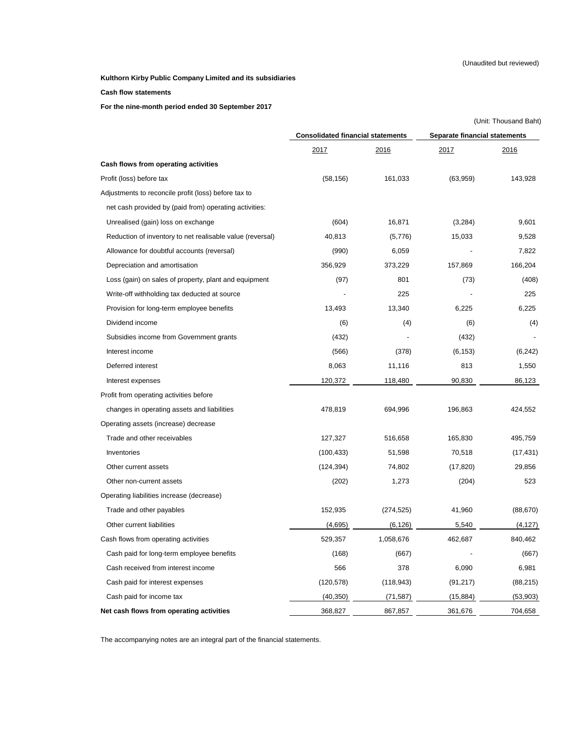(Unaudited but reviewed)

**Kulthorn Kirby Public Company Limited and its subsidiaries**

**Cash flow statements**

**For the nine-month period ended 30 September 2017**

(Unit: Thousand Baht)

| | Consolidated financial statements | | Separate financial statements | |
|---|---|---|---|---|
| | 2017 | 2016 | 2017 | 2016 |
| **Cash flows from operating activities** | | | | |
| Profit (loss) before tax | (58,156) | 161,033 | (63,959) | 143,928 |
| Adjustments to reconcile profit (loss) before tax to | | | | |
| net cash provided by (paid from) operating activities: | | | | |
| Unrealised (gain) loss on exchange | (604) | 16,871 | (3,284) | 9,601 |
| Reduction of inventory to net realisable value (reversal) | 40,813 | (5,776) | 15,033 | 9,528 |
| Allowance for doubtful accounts (reversal) | (990) | 6,059 | - | 7,822 |
| Depreciation and amortisation | 356,929 | 373,229 | 157,869 | 166,204 |
| Loss (gain) on sales of property, plant and equipment | (97) | 801 | (73) | (408) |
| Write-off withholding tax deducted at source | - | 225 | - | 225 |
| Provision for long-term employee benefits | 13,493 | 13,340 | 6,225 | 6,225 |
| Dividend income | (6) | (4) | (6) | (4) |
| Subsidies income from Government grants | (432) | - | (432) | - |
| Interest income | (566) | (378) | (6,153) | (6,242) |
| Deferred interest | 8,063 | 11,116 | 813 | 1,550 |
| Interest expenses | 120,372 | 118,480 | 90,830 | 86,123 |
| Profit from operating activities before | | | | |
| changes in operating assets and liabilities | 478,819 | 694,996 | 196,863 | 424,552 |
| Operating assets (increase) decrease | | | | |
| Trade and other receivables | 127,327 | 516,658 | 165,830 | 495,759 |
| Inventories | (100,433) | 51,598 | 70,518 | (17,431) |
| Other current assets | (124,394) | 74,802 | (17,820) | 29,856 |
| Other non-current assets | (202) | 1,273 | (204) | 523 |
| Operating liabilities increase (decrease) | | | | |
| Trade and other payables | 152,935 | (274,525) | 41,960 | (88,670) |
| Other current liabilities | (4,695) | (6,126) | 5,540 | (4,127) |
| Cash flows from operating activities | 529,357 | 1,058,676 | 462,687 | 840,462 |
| Cash paid for long-term employee benefits | (168) | (667) | - | (667) |
| Cash received from interest income | 566 | 378 | 6,090 | 6,981 |
| Cash paid for interest expenses | (120,578) | (118,943) | (91,217) | (88,215) |
| Cash paid for income tax | (40,350) | (71,587) | (15,884) | (53,903) |
| **Net cash flows from operating activities** | 368,827 | 867,857 | 361,676 | 704,658 |

The accompanying notes are an integral part of the financial statements.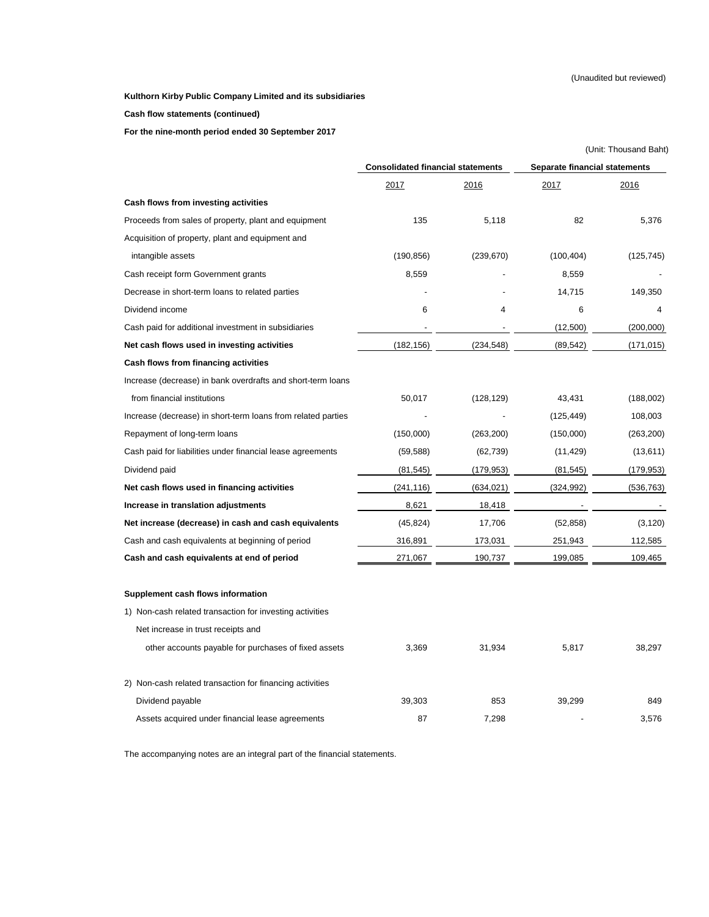(Unaudited but reviewed)

**Kulthorn Kirby Public Company Limited and its subsidiaries**

**Cash flow statements (continued)**

**For the nine-month period ended 30 September 2017**

(Unit: Thousand Baht)

| | Consolidated financial statements | | Separate financial statements | |
|---|---|---|---|---|
| | 2017 | 2016 | 2017 | 2016 |
| **Cash flows from investing activities** | | | | |
| Proceeds from sales of property, plant and equipment | 135 | 5,118 | 82 | 5,376 |
| Acquisition of property, plant and equipment and | | | | |
| intangible assets | (190,856) | (239,670) | (100,404) | (125,745) |
| Cash receipt form Government grants | 8,559 | - | 8,559 | - |
| Decrease in short-term loans to related parties | - | - | 14,715 | 149,350 |
| Dividend income | 6 | 4 | 6 | 4 |
| Cash paid for additional investment in subsidiaries | - | - | (12,500) | (200,000) |
| **Net cash flows used in investing activities** | (182,156) | (234,548) | (89,542) | (171,015) |
| **Cash flows from financing activities** | | | | |
| Increase (decrease) in bank overdrafts and short-term loans | | | | |
| from financial institutions | 50,017 | (128,129) | 43,431 | (188,002) |
| Increase (decrease) in short-term loans from related parties | - | - | (125,449) | 108,003 |
| Repayment of long-term loans | (150,000) | (263,200) | (150,000) | (263,200) |
| Cash paid for liabilities under financial lease agreements | (59,588) | (62,739) | (11,429) | (13,611) |
| Dividend paid | (81,545) | (179,953) | (81,545) | (179,953) |
| **Net cash flows used in financing activities** | (241,116) | (634,021) | (324,992) | (536,763) |
| **Increase in translation adjustments** | 8,621 | 18,418 | - | - |
| **Net increase (decrease) in cash and cash equivalents** | (45,824) | 17,706 | (52,858) | (3,120) |
| Cash and cash equivalents at beginning of period | 316,891 | 173,031 | 251,943 | 112,585 |
| **Cash and cash equivalents at end of period** | 271,067 | 190,737 | 199,085 | 109,465 |
| | | | | |
| **Supplement cash flows information** | | | | |
| 1) Non-cash related transaction for investing activities | | | | |
| Net increase in trust receipts and | | | | |
| other accounts payable for purchases of fixed assets | 3,369 | 31,934 | 5,817 | 38,297 |
| | | | | |
| 2) Non-cash related transaction for financing activities | | | | |
| Dividend payable | 39,303 | 853 | 39,299 | 849 |
| Assets acquired under financial lease agreements | 87 | 7,298 | - | 3,576 |

The accompanying notes are an integral part of the financial statements.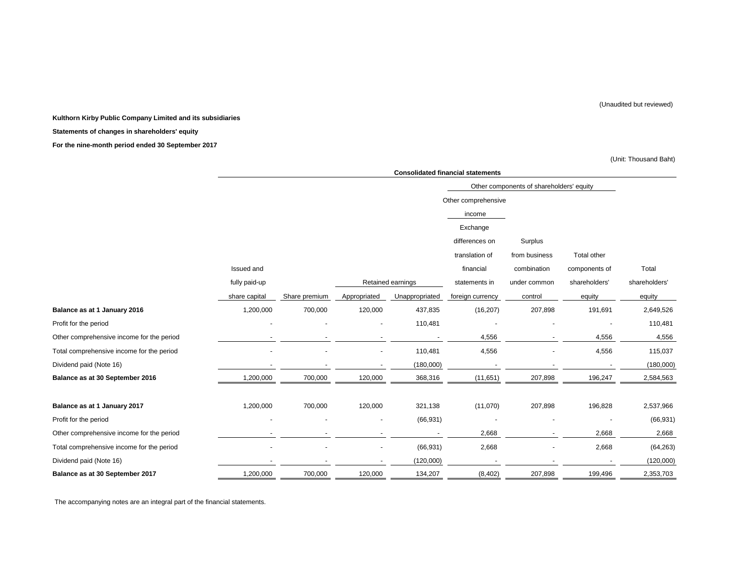(Unaudited but reviewed)

**Kulthorn Kirby Public Company Limited and its subsidiaries**

**Statements of changes in shareholders' equity**

**For the nine-month period ended 30 September 2017**

(Unit: Thousand Baht)

| | Consolidated financial statements | | | | | | | |
|---|---|---|---|---|---|---|---|---|
| | | | | | Other components of shareholders' equity | | | |
| | | | | | Other comprehensive income | | | |
| | Issued and fully paid-up share capital | Share premium | Retained earnings - Appropriated | Retained earnings - Unappropriated | Exchange differences on translation of financial statements in foreign currency | Surplus from business combination under common control | Total other components of shareholders' equity | Total shareholders' equity |
| **Balance as at 1 January 2016** | 1,200,000 | 700,000 | 120,000 | 437,835 | (16,207) | 207,898 | 191,691 | 2,649,526 |
| Profit for the period | - | - | - | 110,481 | - | - | - | 110,481 |
| Other comprehensive income for the period | - | - | - | - | 4,556 | - | 4,556 | 4,556 |
| Total comprehensive income for the period | - | - | - | 110,481 | 4,556 | - | 4,556 | 115,037 |
| Dividend paid (Note 16) | - | - | - | (180,000) | - | - | - | (180,000) |
| **Balance as at 30 September 2016** | 1,200,000 | 700,000 | 120,000 | 368,316 | (11,651) | 207,898 | 196,247 | 2,584,563 |
| | | | | | | | | |
| **Balance as at 1 January 2017** | 1,200,000 | 700,000 | 120,000 | 321,138 | (11,070) | 207,898 | 196,828 | 2,537,966 |
| Profit for the period | - | - | - | (66,931) | - | - | - | (66,931) |
| Other comprehensive income for the period | - | - | - | - | 2,668 | - | 2,668 | 2,668 |
| Total comprehensive income for the period | - | - | - | (66,931) | 2,668 | - | 2,668 | (64,263) |
| Dividend paid (Note 16) | - | - | - | (120,000) | - | - | - | (120,000) |
| **Balance as at 30 September 2017** | 1,200,000 | 700,000 | 120,000 | 134,207 | (8,402) | 207,898 | 199,496 | 2,353,703 |

The accompanying notes are an integral part of the financial statements.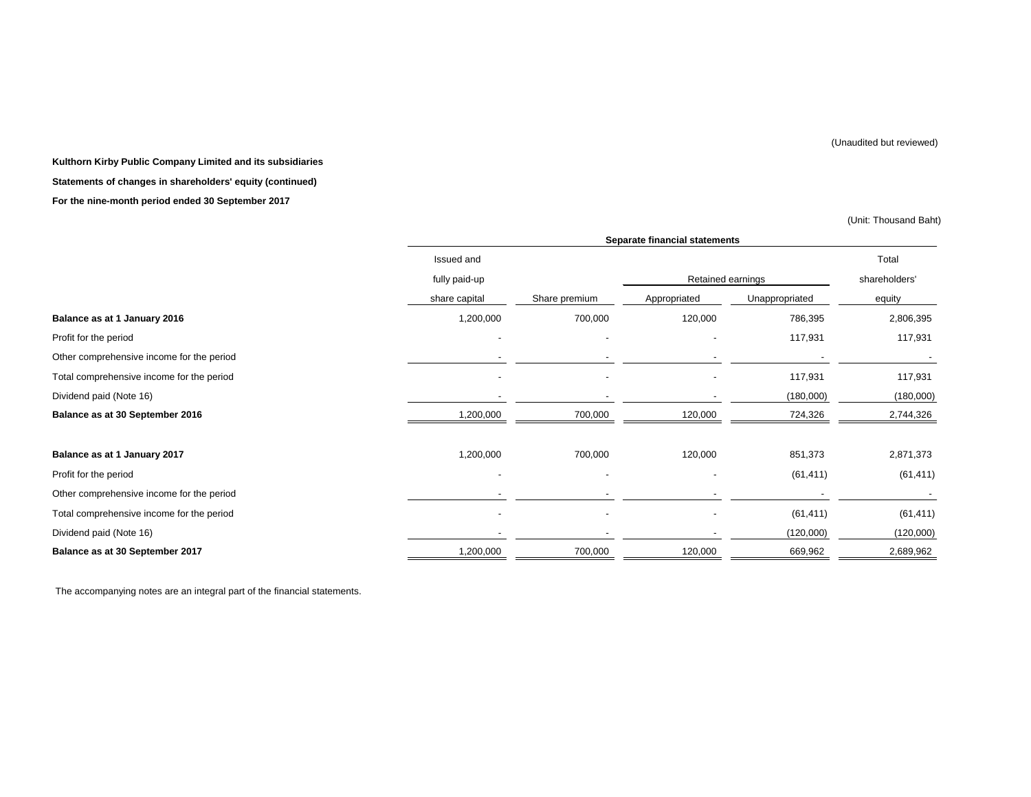(Unaudited but reviewed)

**Kulthorn Kirby Public Company Limited and its subsidiaries**

**Statements of changes in shareholders' equity (continued)**

**For the nine-month period ended 30 September 2017**

(Unit: Thousand Baht)

| | Separate financial statements | | | | |
|---|---|---|---|---|---|
| | Issued and fully paid-up share capital | Share premium | Retained earnings | | Total shareholders' equity |
| | | | Appropriated | Unappropriated | |
| **Balance as at 1 January 2016** | 1,200,000 | 700,000 | 120,000 | 786,395 | 2,806,395 |
| Profit for the period | - | - | - | 117,931 | 117,931 |
| Other comprehensive income for the period | - | - | - | - | - |
| Total comprehensive income for the period | - | - | - | 117,931 | 117,931 |
| Dividend paid (Note 16) | - | - | - | (180,000) | (180,000) |
| **Balance as at 30 September 2016** | 1,200,000 | 700,000 | 120,000 | 724,326 | 2,744,326 |
| | | | | | |
| **Balance as at 1 January 2017** | 1,200,000 | 700,000 | 120,000 | 851,373 | 2,871,373 |
| Profit for the period | - | - | - | (61,411) | (61,411) |
| Other comprehensive income for the period | - | - | - | - | - |
| Total comprehensive income for the period | - | - | - | (61,411) | (61,411) |
| Dividend paid (Note 16) | - | - | - | (120,000) | (120,000) |
| **Balance as at 30 September 2017** | 1,200,000 | 700,000 | 120,000 | 669,962 | 2,689,962 |

The accompanying notes are an integral part of the financial statements.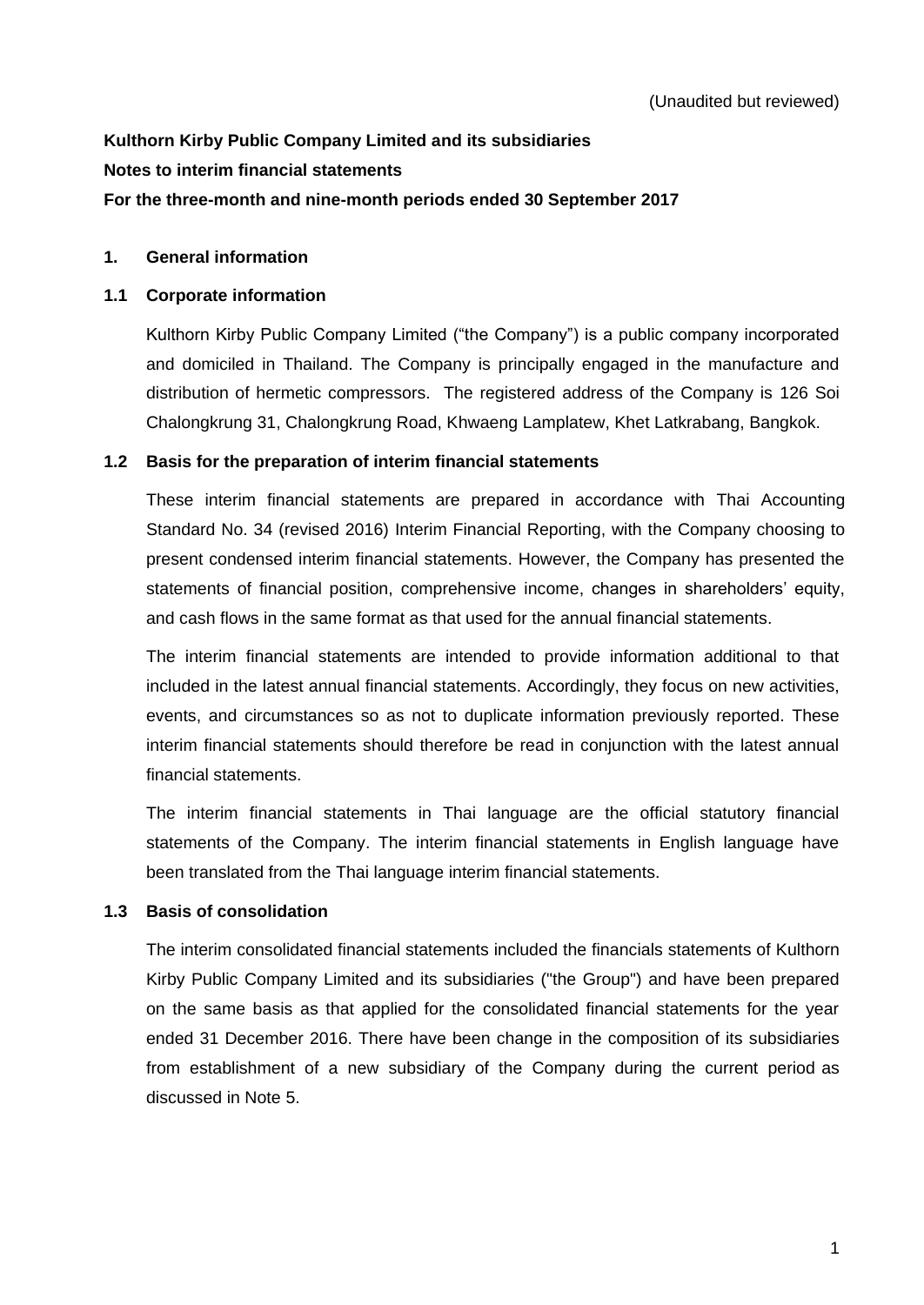(Unaudited but reviewed)

**Kulthorn Kirby Public Company Limited and its subsidiaries**

**Notes to interim financial statements**

**For the three-month and nine-month periods ended 30 September 2017**

## 1. General information

### 1.1 Corporate information

Kulthorn Kirby Public Company Limited ("the Company") is a public company incorporated and domiciled in Thailand. The Company is principally engaged in the manufacture and distribution of hermetic compressors. The registered address of the Company is 126 Soi Chalongkrung 31, Chalongkrung Road, Khwaeng Lamplatew, Khet Latkrabang, Bangkok.

### 1.2 Basis for the preparation of interim financial statements

These interim financial statements are prepared in accordance with Thai Accounting Standard No. 34 (revised 2016) Interim Financial Reporting, with the Company choosing to present condensed interim financial statements. However, the Company has presented the statements of financial position, comprehensive income, changes in shareholders' equity, and cash flows in the same format as that used for the annual financial statements.

The interim financial statements are intended to provide information additional to that included in the latest annual financial statements. Accordingly, they focus on new activities, events, and circumstances so as not to duplicate information previously reported. These interim financial statements should therefore be read in conjunction with the latest annual financial statements.

The interim financial statements in Thai language are the official statutory financial statements of the Company. The interim financial statements in English language have been translated from the Thai language interim financial statements.

### 1.3 Basis of consolidation

The interim consolidated financial statements included the financials statements of Kulthorn Kirby Public Company Limited and its subsidiaries ("the Group") and have been prepared on the same basis as that applied for the consolidated financial statements for the year ended 31 December 2016. There have been change in the composition of its subsidiaries from establishment of a new subsidiary of the Company during the current period as discussed in Note 5.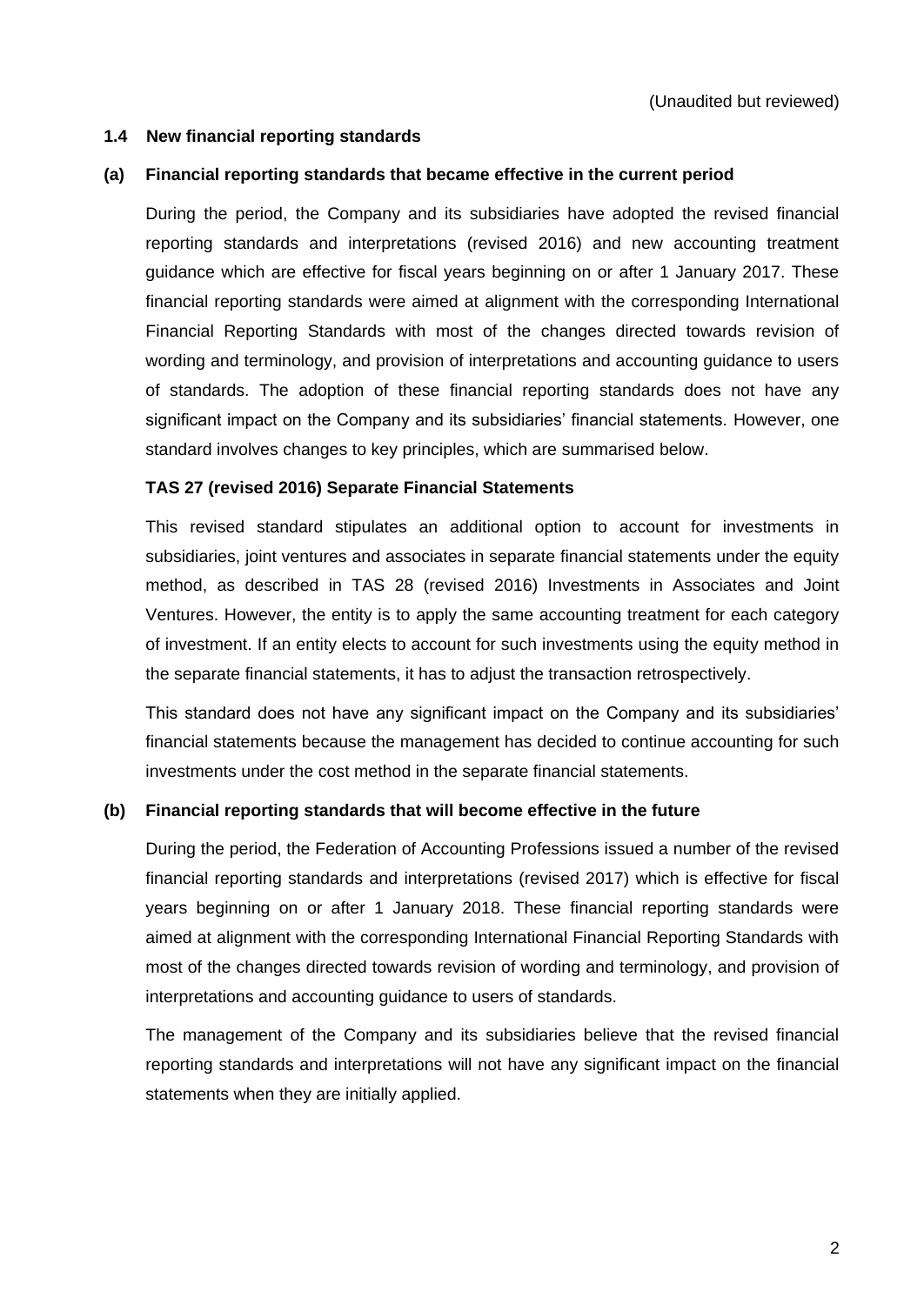(Unaudited but reviewed)

### 1.4 New financial reporting standards

#### (a) Financial reporting standards that became effective in the current period

During the period, the Company and its subsidiaries have adopted the revised financial reporting standards and interpretations (revised 2016) and new accounting treatment guidance which are effective for fiscal years beginning on or after 1 January 2017. These financial reporting standards were aimed at alignment with the corresponding International Financial Reporting Standards with most of the changes directed towards revision of wording and terminology, and provision of interpretations and accounting guidance to users of standards. The adoption of these financial reporting standards does not have any significant impact on the Company and its subsidiaries' financial statements. However, one standard involves changes to key principles, which are summarised below.

**TAS 27 (revised 2016) Separate Financial Statements**

This revised standard stipulates an additional option to account for investments in subsidiaries, joint ventures and associates in separate financial statements under the equity method, as described in TAS 28 (revised 2016) Investments in Associates and Joint Ventures. However, the entity is to apply the same accounting treatment for each category of investment. If an entity elects to account for such investments using the equity method in the separate financial statements, it has to adjust the transaction retrospectively.

This standard does not have any significant impact on the Company and its subsidiaries' financial statements because the management has decided to continue accounting for such investments under the cost method in the separate financial statements.

#### (b) Financial reporting standards that will become effective in the future

During the period, the Federation of Accounting Professions issued a number of the revised financial reporting standards and interpretations (revised 2017) which is effective for fiscal years beginning on or after 1 January 2018. These financial reporting standards were aimed at alignment with the corresponding International Financial Reporting Standards with most of the changes directed towards revision of wording and terminology, and provision of interpretations and accounting guidance to users of standards.

The management of the Company and its subsidiaries believe that the revised financial reporting standards and interpretations will not have any significant impact on the financial statements when they are initially applied.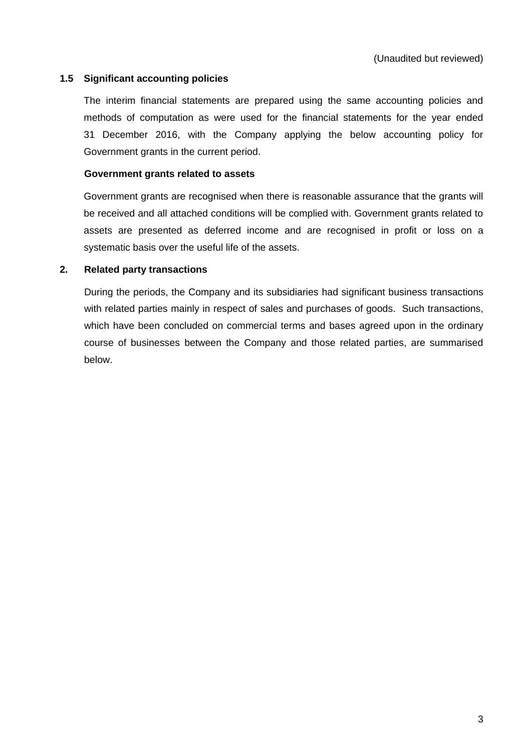(Unaudited but reviewed)

### 1.5 Significant accounting policies

The interim financial statements are prepared using the same accounting policies and methods of computation as were used for the financial statements for the year ended 31 December 2016, with the Company applying the below accounting policy for Government grants in the current period.

**Government grants related to assets**

Government grants are recognised when there is reasonable assurance that the grants will be received and all attached conditions will be complied with. Government grants related to assets are presented as deferred income and are recognised in profit or loss on a systematic basis over the useful life of the assets.

## 2. Related party transactions

During the periods, the Company and its subsidiaries had significant business transactions with related parties mainly in respect of sales and purchases of goods. Such transactions, which have been concluded on commercial terms and bases agreed upon in the ordinary course of businesses between the Company and those related parties, are summarised below.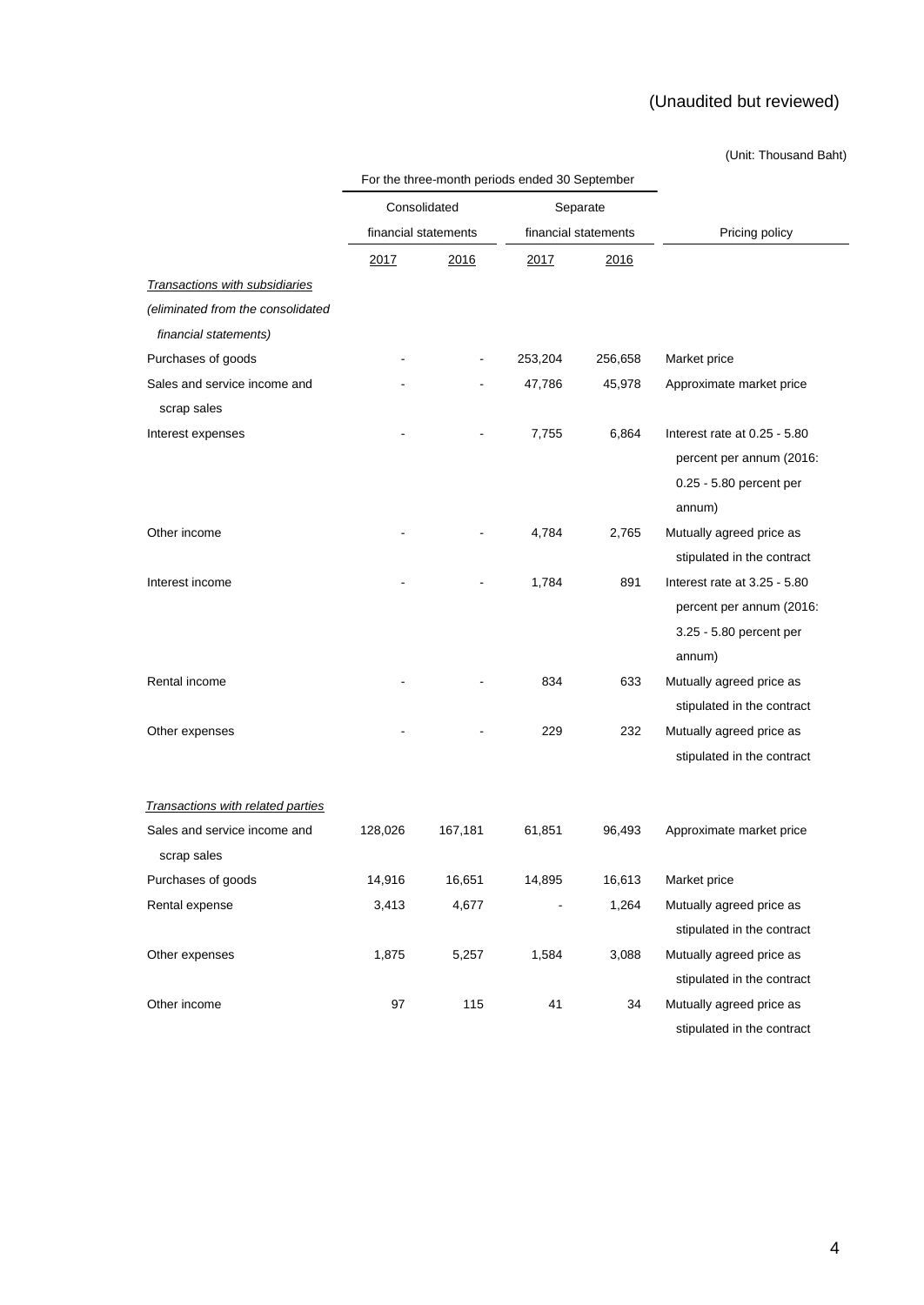(Unaudited but reviewed)

(Unit: Thousand Baht)

| | For the three-month periods ended 30 September | | | | |
|---|---|---|---|---|---|
| | Consolidated financial statements | | Separate financial statements | | Pricing policy |
| | 2017 | 2016 | 2017 | 2016 | |
| *Transactions with subsidiaries* | | | | | |
| *(eliminated from the consolidated financial statements)* | | | | | |
| Purchases of goods | - | - | 253,204 | 256,658 | Market price |
| Sales and service income and scrap sales | - | - | 47,786 | 45,978 | Approximate market price |
| Interest expenses | - | - | 7,755 | 6,864 | Interest rate at 0.25 - 5.80 percent per annum (2016: 0.25 - 5.80 percent per annum) |
| Other income | - | - | 4,784 | 2,765 | Mutually agreed price as stipulated in the contract |
| Interest income | - | - | 1,784 | 891 | Interest rate at 3.25 - 5.80 percent per annum (2016: 3.25 - 5.80 percent per annum) |
| Rental income | - | - | 834 | 633 | Mutually agreed price as stipulated in the contract |
| Other expenses | - | - | 229 | 232 | Mutually agreed price as stipulated in the contract |
| *Transactions with related parties* | | | | | |
| Sales and service income and scrap sales | 128,026 | 167,181 | 61,851 | 96,493 | Approximate market price |
| Purchases of goods | 14,916 | 16,651 | 14,895 | 16,613 | Market price |
| Rental expense | 3,413 | 4,677 | - | 1,264 | Mutually agreed price as stipulated in the contract |
| Other expenses | 1,875 | 5,257 | 1,584 | 3,088 | Mutually agreed price as stipulated in the contract |
| Other income | 97 | 115 | 41 | 34 | Mutually agreed price as stipulated in the contract |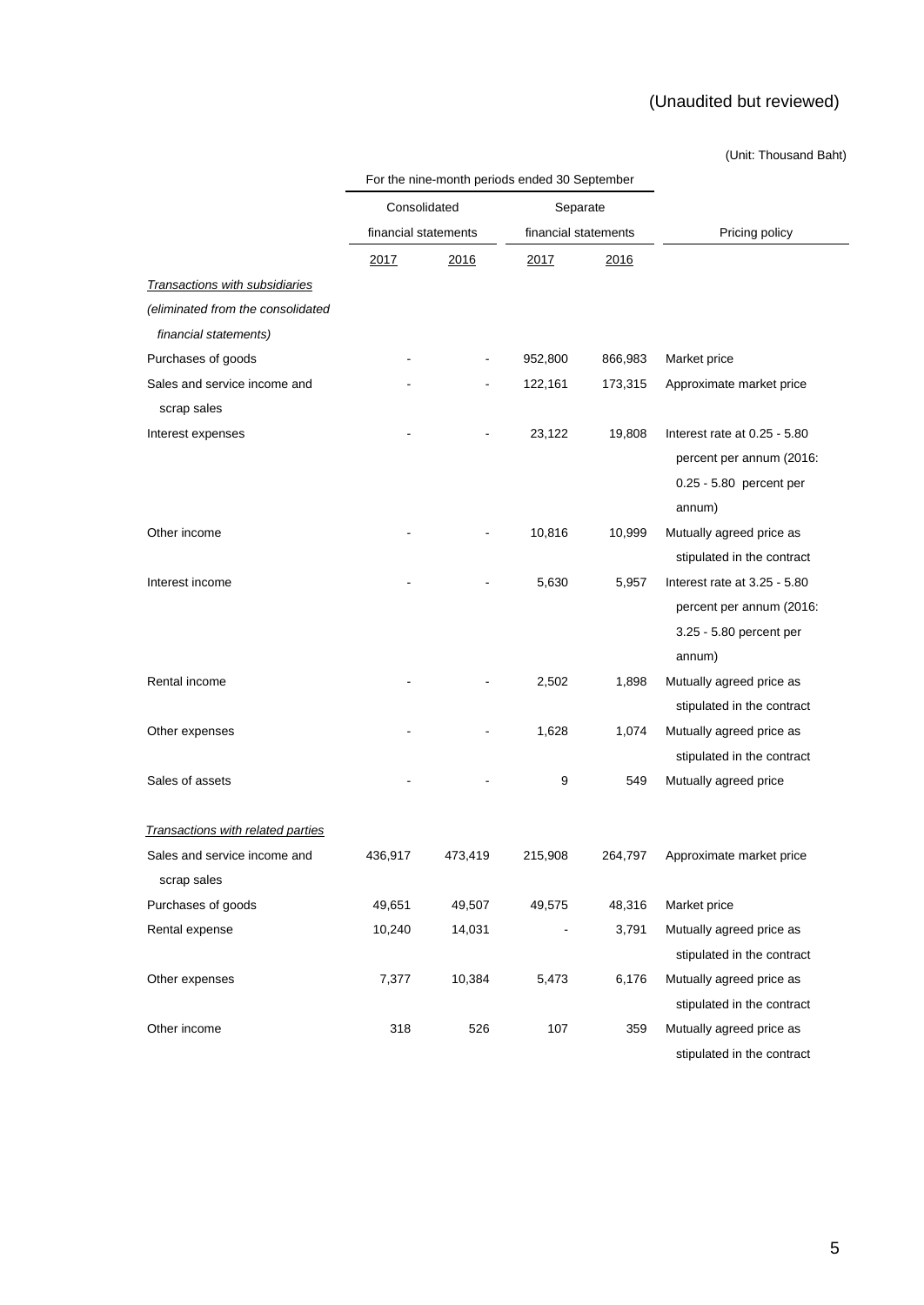(Unaudited but reviewed)

(Unit: Thousand Baht)

| | For the nine-month periods ended 30 September | | | | |
|---|---|---|---|---|---|
| | Consolidated financial statements | | Separate financial statements | | Pricing policy |
| | 2017 | 2016 | 2017 | 2016 | |
| *Transactions with subsidiaries* | | | | | |
| *(eliminated from the consolidated financial statements)* | | | | | |
| Purchases of goods | - | - | 952,800 | 866,983 | Market price |
| Sales and service income and scrap sales | - | - | 122,161 | 173,315 | Approximate market price |
| Interest expenses | - | - | 23,122 | 19,808 | Interest rate at 0.25 - 5.80 percent per annum (2016: 0.25 - 5.80 percent per annum) |
| Other income | - | - | 10,816 | 10,999 | Mutually agreed price as stipulated in the contract |
| Interest income | - | - | 5,630 | 5,957 | Interest rate at 3.25 - 5.80 percent per annum (2016: 3.25 - 5.80 percent per annum) |
| Rental income | - | - | 2,502 | 1,898 | Mutually agreed price as stipulated in the contract |
| Other expenses | - | - | 1,628 | 1,074 | Mutually agreed price as stipulated in the contract |
| Sales of assets | - | - | 9 | 549 | Mutually agreed price |
| *Transactions with related parties* | | | | | |
| Sales and service income and scrap sales | 436,917 | 473,419 | 215,908 | 264,797 | Approximate market price |
| Purchases of goods | 49,651 | 49,507 | 49,575 | 48,316 | Market price |
| Rental expense | 10,240 | 14,031 | - | 3,791 | Mutually agreed price as stipulated in the contract |
| Other expenses | 7,377 | 10,384 | 5,473 | 6,176 | Mutually agreed price as stipulated in the contract |
| Other income | 318 | 526 | 107 | 359 | Mutually agreed price as stipulated in the contract |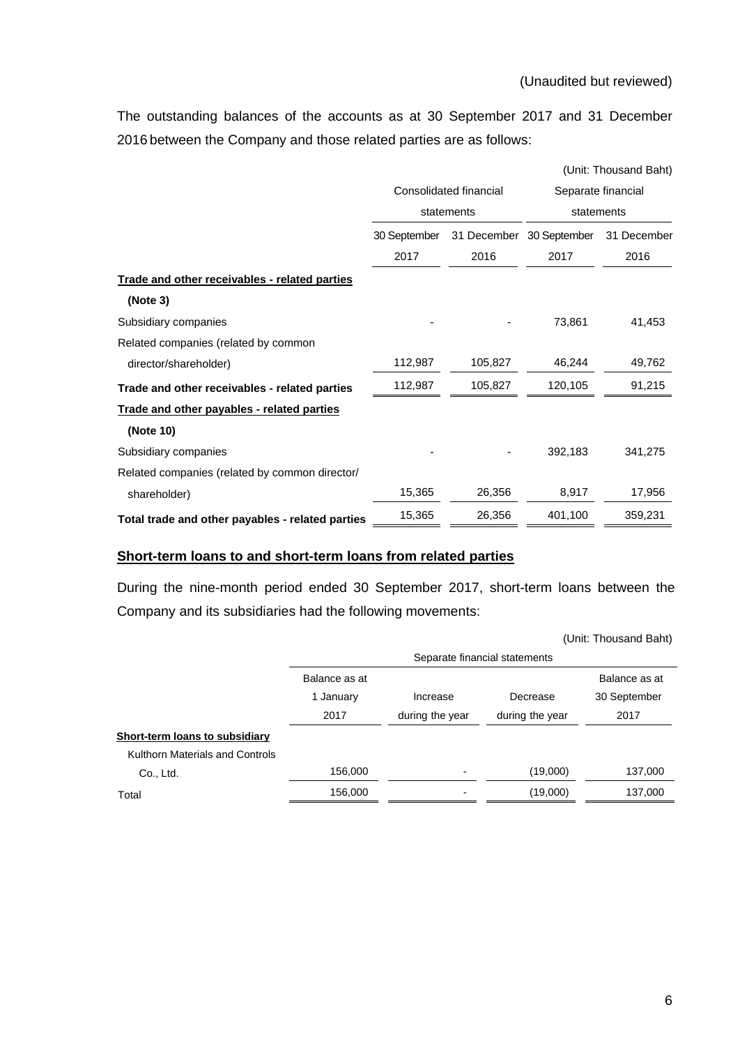(Unaudited but reviewed)

The outstanding balances of the accounts as at 30 September 2017 and 31 December 2016 between the Company and those related parties are as follows:

(Unit: Thousand Baht)

| | Consolidated financial statements | | Separate financial statements | |
|---|---|---|---|---|
| | 30 September 2017 | 31 December 2016 | 30 September 2017 | 31 December 2016 |
| **Trade and other receivables - related parties (Note 3)** | | | | |
| Subsidiary companies | - | - | 73,861 | 41,453 |
| Related companies (related by common director/shareholder) | 112,987 | 105,827 | 46,244 | 49,762 |
| **Trade and other receivables - related parties** | 112,987 | 105,827 | 120,105 | 91,215 |
| **Trade and other payables - related parties (Note 10)** | | | | |
| Subsidiary companies | - | - | 392,183 | 341,275 |
| Related companies (related by common director/ shareholder) | 15,365 | 26,356 | 8,917 | 17,956 |
| **Total trade and other payables - related parties** | 15,365 | 26,356 | 401,100 | 359,231 |

**Short-term loans to and short-term loans from related parties**

During the nine-month period ended 30 September 2017, short-term loans between the Company and its subsidiaries had the following movements:

(Unit: Thousand Baht)

| | Separate financial statements | | | |
|---|---|---|---|---|
| | Balance as at 1 January 2017 | Increase during the year | Decrease during the year | Balance as at 30 September 2017 |
| **Short-term loans to subsidiary** | | | | |
| Kulthorn Materials and Controls Co., Ltd. | 156,000 | - | (19,000) | 137,000 |
| Total | 156,000 | - | (19,000) | 137,000 |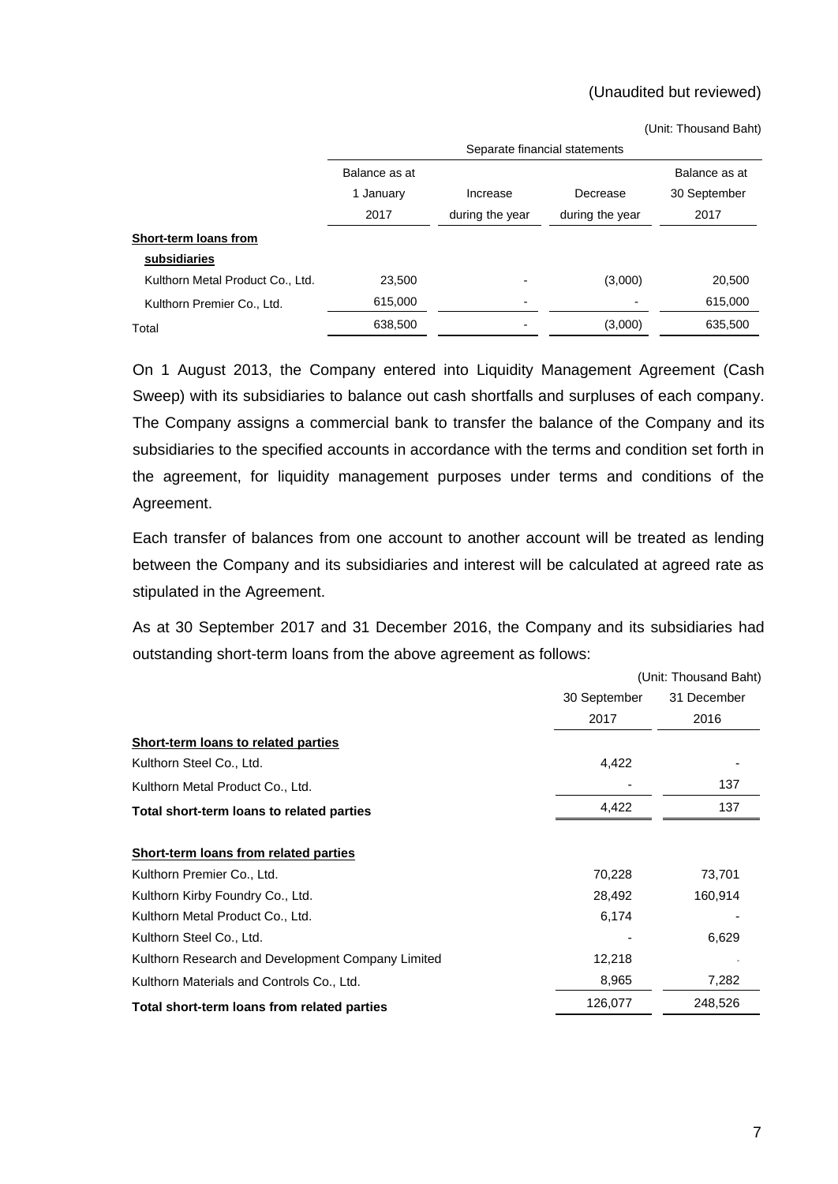(Unaudited but reviewed)

(Unit: Thousand Baht)

| | Separate financial statements | | | |
|---|---|---|---|---|
| | Balance as at 1 January 2017 | Increase during the year | Decrease during the year | Balance as at 30 September 2017 |
| **Short-term loans from subsidiaries** | | | | |
| Kulthorn Metal Product Co., Ltd. | 23,500 | - | (3,000) | 20,500 |
| Kulthorn Premier Co., Ltd. | 615,000 | - | - | 615,000 |
| Total | 638,500 | - | (3,000) | 635,500 |

On 1 August 2013, the Company entered into Liquidity Management Agreement (Cash Sweep) with its subsidiaries to balance out cash shortfalls and surpluses of each company. The Company assigns a commercial bank to transfer the balance of the Company and its subsidiaries to the specified accounts in accordance with the terms and condition set forth in the agreement, for liquidity management purposes under terms and conditions of the Agreement.

Each transfer of balances from one account to another account will be treated as lending between the Company and its subsidiaries and interest will be calculated at agreed rate as stipulated in the Agreement.

As at 30 September 2017 and 31 December 2016, the Company and its subsidiaries had outstanding short-term loans from the above agreement as follows:

(Unit: Thousand Baht)

| | 30 September 2017 | 31 December 2016 |
|---|---|---|
| **Short-term loans to related parties** | | |
| Kulthorn Steel Co., Ltd. | 4,422 | - |
| Kulthorn Metal Product Co., Ltd. | - | 137 |
| **Total short-term loans to related parties** | 4,422 | 137 |
| | | |
| **Short-term loans from related parties** | | |
| Kulthorn Premier Co., Ltd. | 70,228 | 73,701 |
| Kulthorn Kirby Foundry Co., Ltd. | 28,492 | 160,914 |
| Kulthorn Metal Product Co., Ltd. | 6,174 | - |
| Kulthorn Steel Co., Ltd. | - | 6,629 |
| Kulthorn Research and Development Company Limited | 12,218 | - |
| Kulthorn Materials and Controls Co., Ltd. | 8,965 | 7,282 |
| **Total short-term loans from related parties** | 126,077 | 248,526 |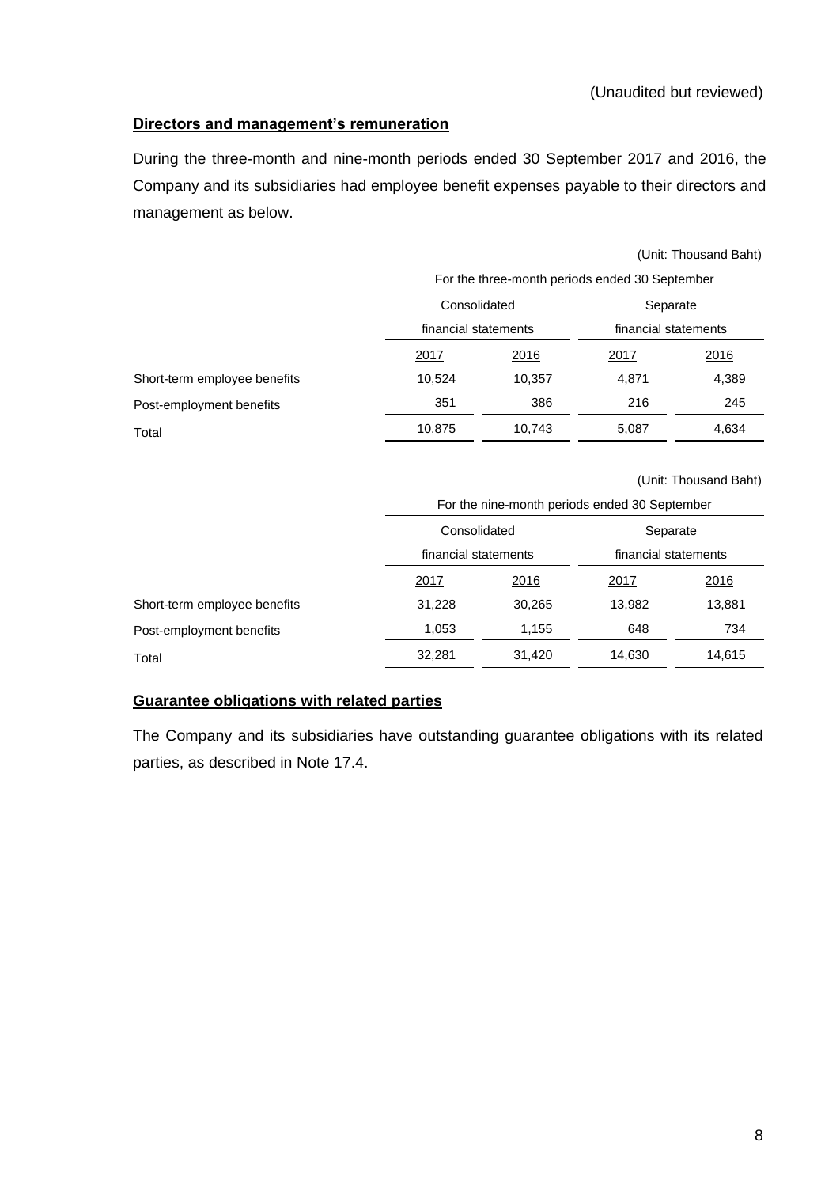(Unaudited but reviewed)

**Directors and management's remuneration**

During the three-month and nine-month periods ended 30 September 2017 and 2016, the Company and its subsidiaries had employee benefit expenses payable to their directors and management as below.

(Unit: Thousand Baht)

| | For the three-month periods ended 30 September | | | |
|---|---|---|---|---|
| | Consolidated financial statements | | Separate financial statements | |
| | 2017 | 2016 | 2017 | 2016 |
| Short-term employee benefits | 10,524 | 10,357 | 4,871 | 4,389 |
| Post-employment benefits | 351 | 386 | 216 | 245 |
| Total | 10,875 | 10,743 | 5,087 | 4,634 |

(Unit: Thousand Baht)

| | For the nine-month periods ended 30 September | | | |
|---|---|---|---|---|
| | Consolidated financial statements | | Separate financial statements | |
| | 2017 | 2016 | 2017 | 2016 |
| Short-term employee benefits | 31,228 | 30,265 | 13,982 | 13,881 |
| Post-employment benefits | 1,053 | 1,155 | 648 | 734 |
| Total | 32,281 | 31,420 | 14,630 | 14,615 |

**Guarantee obligations with related parties**

The Company and its subsidiaries have outstanding guarantee obligations with its related parties, as described in Note 17.4.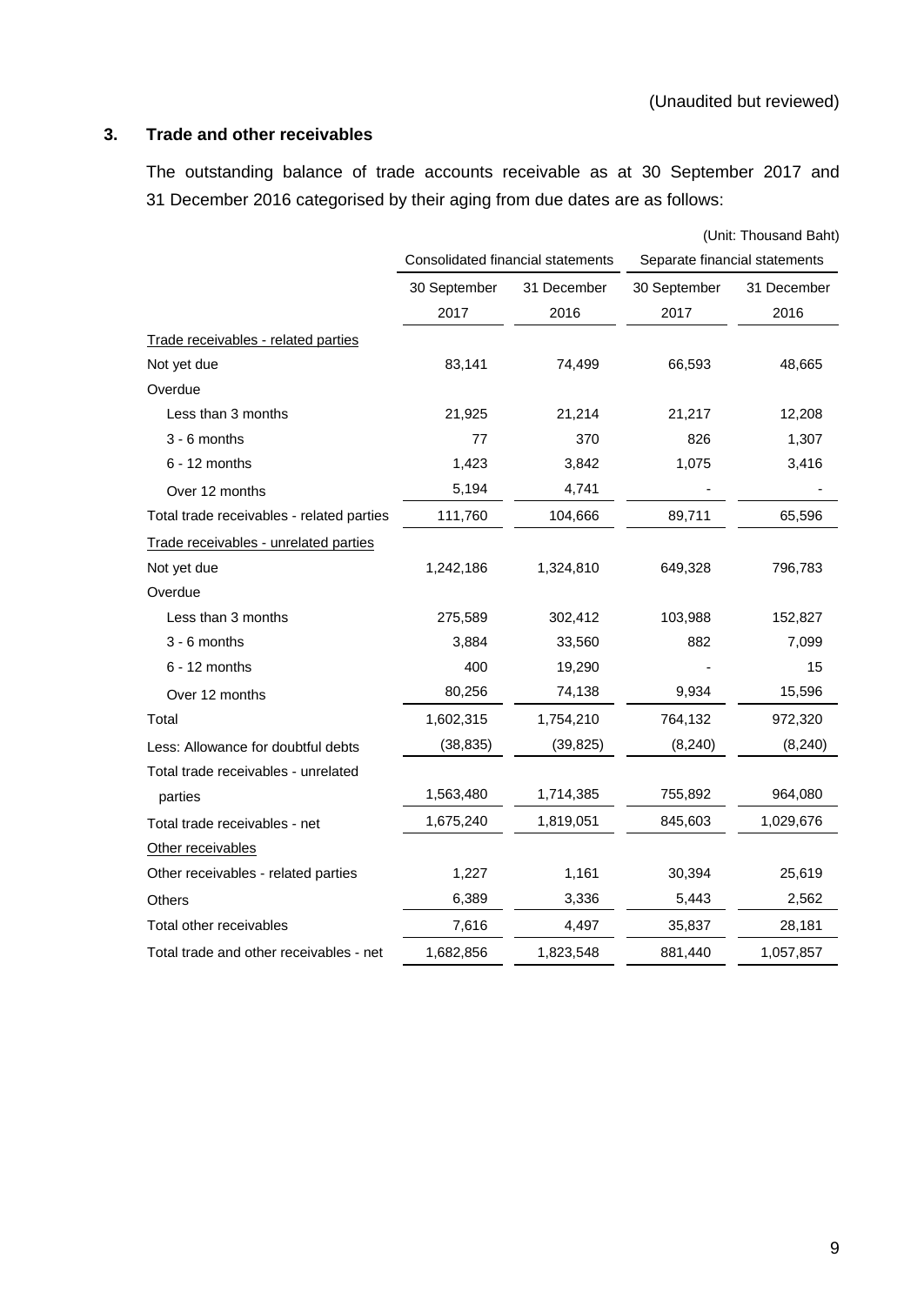(Unaudited but reviewed)

## 3. Trade and other receivables

The outstanding balance of trade accounts receivable as at 30 September 2017 and 31 December 2016 categorised by their aging from due dates are as follows:

(Unit: Thousand Baht)

| | Consolidated financial statements | | Separate financial statements | |
|---|---|---|---|---|
| | 30 September 2017 | 31 December 2016 | 30 September 2017 | 31 December 2016 |
| Trade receivables - related parties | | | | |
| Not yet due | 83,141 | 74,499 | 66,593 | 48,665 |
| Overdue | | | | |
| Less than 3 months | 21,925 | 21,214 | 21,217 | 12,208 |
| 3 - 6 months | 77 | 370 | 826 | 1,307 |
| 6 - 12 months | 1,423 | 3,842 | 1,075 | 3,416 |
| Over 12 months | 5,194 | 4,741 | - | - |
| Total trade receivables - related parties | 111,760 | 104,666 | 89,711 | 65,596 |
| Trade receivables - unrelated parties | | | | |
| Not yet due | 1,242,186 | 1,324,810 | 649,328 | 796,783 |
| Overdue | | | | |
| Less than 3 months | 275,589 | 302,412 | 103,988 | 152,827 |
| 3 - 6 months | 3,884 | 33,560 | 882 | 7,099 |
| 6 - 12 months | 400 | 19,290 | - | 15 |
| Over 12 months | 80,256 | 74,138 | 9,934 | 15,596 |
| Total | 1,602,315 | 1,754,210 | 764,132 | 972,320 |
| Less: Allowance for doubtful debts | (38,835) | (39,825) | (8,240) | (8,240) |
| Total trade receivables - unrelated parties | 1,563,480 | 1,714,385 | 755,892 | 964,080 |
| Total trade receivables - net | 1,675,240 | 1,819,051 | 845,603 | 1,029,676 |
| Other receivables | | | | |
| Other receivables - related parties | 1,227 | 1,161 | 30,394 | 25,619 |
| Others | 6,389 | 3,336 | 5,443 | 2,562 |
| Total other receivables | 7,616 | 4,497 | 35,837 | 28,181 |
| Total trade and other receivables - net | 1,682,856 | 1,823,548 | 881,440 | 1,057,857 |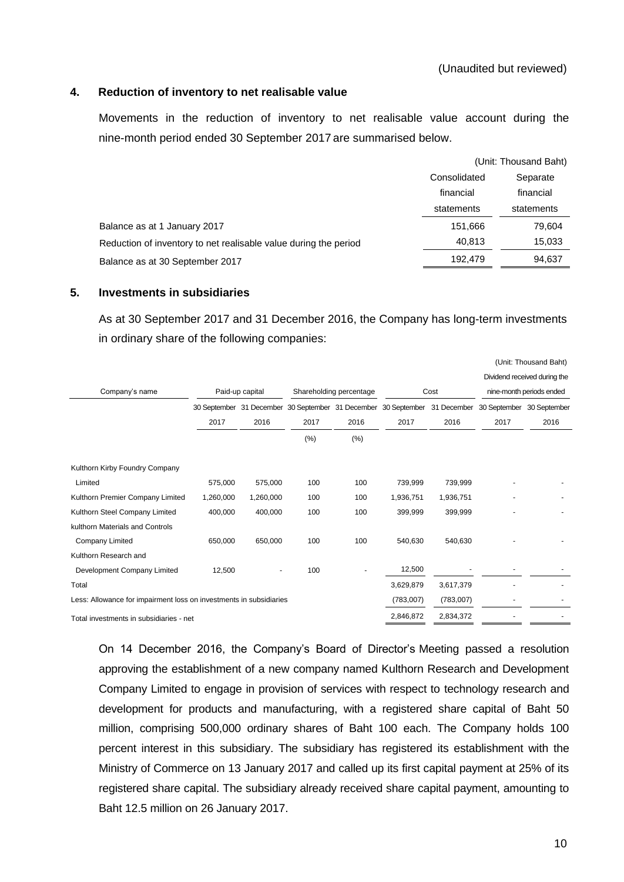(Unaudited but reviewed)

## 4. Reduction of inventory to net realisable value

Movements in the reduction of inventory to net realisable value account during the nine-month period ended 30 September 2017 are summarised below.

(Unit: Thousand Baht)

| | Consolidated financial statements | Separate financial statements |
|---|---|---|
| Balance as at 1 January 2017 | 151,666 | 79,604 |
| Reduction of inventory to net realisable value during the period | 40,813 | 15,033 |
| Balance as at 30 September 2017 | 192,479 | 94,637 |

## 5. Investments in subsidiaries

As at 30 September 2017 and 31 December 2016, the Company has long-term investments in ordinary share of the following companies:

(Unit: Thousand Baht)

| Company's name | Paid-up capital | | Shareholding percentage | | Cost | | Dividend received during the nine-month periods ended | |
|---|---|---|---|---|---|---|---|---|
| | 30 September 2017 | 31 December 2016 | 30 September 2017 | 31 December 2016 | 30 September 2017 | 31 December 2016 | 30 September 2017 | 30 September 2016 |
| | | | (%) | (%) | | | | |
| Kulthorn Kirby Foundry Company Limited | 575,000 | 575,000 | 100 | 100 | 739,999 | 739,999 | - | - |
| Kulthorn Premier Company Limited | 1,260,000 | 1,260,000 | 100 | 100 | 1,936,751 | 1,936,751 | - | - |
| Kulthorn Steel Company Limited | 400,000 | 400,000 | 100 | 100 | 399,999 | 399,999 | - | - |
| kulthorn Materials and Controls Company Limited | 650,000 | 650,000 | 100 | 100 | 540,630 | 540,630 | - | - |
| Kulthorn Research and Development Company Limited | 12,500 | - | 100 | - | 12,500 | - | - | - |
| Total | | | | | 3,629,879 | 3,617,379 | - | - |
| Less: Allowance for impairment loss on investments in subsidiaries | | | | | (783,007) | (783,007) | - | - |
| Total investments in subsidiaries - net | | | | | 2,846,872 | 2,834,372 | - | - |

On 14 December 2016, the Company's Board of Director's Meeting passed a resolution approving the establishment of a new company named Kulthorn Research and Development Company Limited to engage in provision of services with respect to technology research and development for products and manufacturing, with a registered share capital of Baht 50 million, comprising 500,000 ordinary shares of Baht 100 each. The Company holds 100 percent interest in this subsidiary. The subsidiary has registered its establishment with the Ministry of Commerce on 13 January 2017 and called up its first capital payment at 25% of its registered share capital. The subsidiary already received share capital payment, amounting to Baht 12.5 million on 26 January 2017.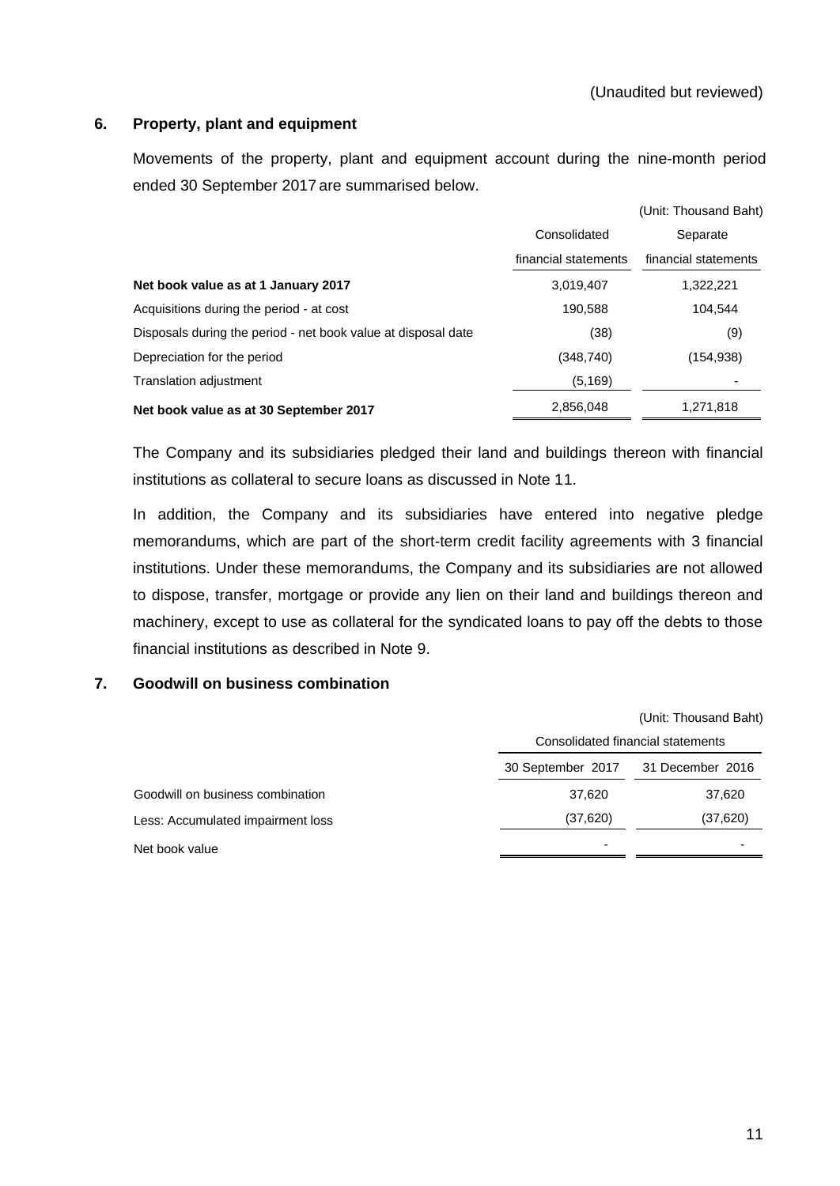(Unaudited but reviewed)

## 6. Property, plant and equipment

Movements of the property, plant and equipment account during the nine-month period ended 30 September 2017 are summarised below.

(Unit: Thousand Baht)

| | Consolidated financial statements | Separate financial statements |
|---|---|---|
| **Net book value as at 1 January 2017** | 3,019,407 | 1,322,221 |
| Acquisitions during the period - at cost | 190,588 | 104,544 |
| Disposals during the period - net book value at disposal date | (38) | (9) |
| Depreciation for the period | (348,740) | (154,938) |
| Translation adjustment | (5,169) | - |
| **Net book value as at 30 September 2017** | 2,856,048 | 1,271,818 |

The Company and its subsidiaries pledged their land and buildings thereon with financial institutions as collateral to secure loans as discussed in Note 11.

In addition, the Company and its subsidiaries have entered into negative pledge memorandums, which are part of the short-term credit facility agreements with 3 financial institutions. Under these memorandums, the Company and its subsidiaries are not allowed to dispose, transfer, mortgage or provide any lien on their land and buildings thereon and machinery, except to use as collateral for the syndicated loans to pay off the debts to those financial institutions as described in Note 9.

## 7. Goodwill on business combination

(Unit: Thousand Baht)

| | Consolidated financial statements | |
|---|---|---|
| | 30 September 2017 | 31 December 2016 |
| Goodwill on business combination | 37,620 | 37,620 |
| Less: Accumulated impairment loss | (37,620) | (37,620) |
| Net book value | - | - |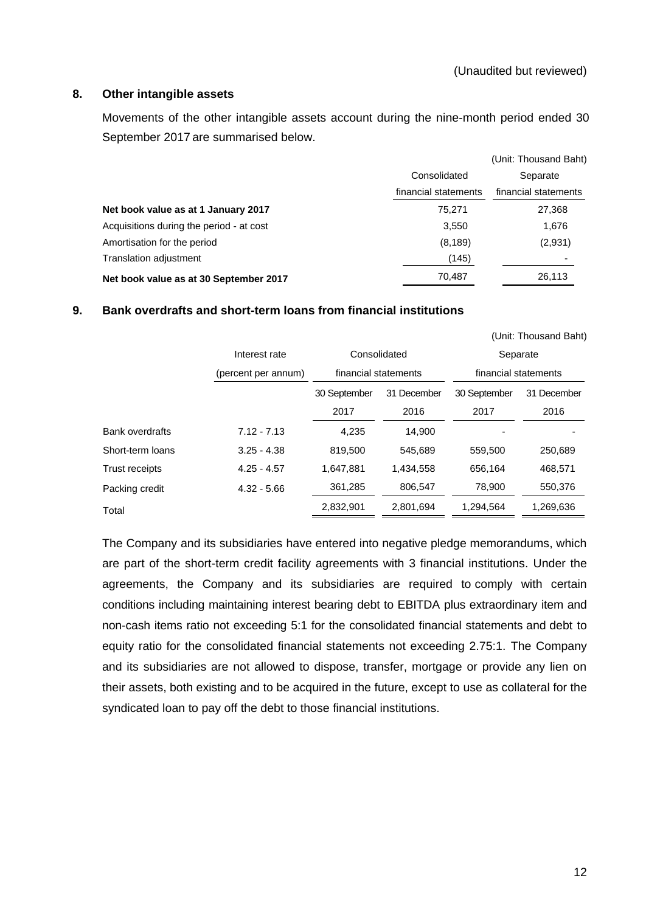(Unaudited but reviewed)

## 8. Other intangible assets

Movements of the other intangible assets account during the nine-month period ended 30 September 2017 are summarised below.

(Unit: Thousand Baht)

| | Consolidated financial statements | Separate financial statements |
|---|---|---|
| **Net book value as at 1 January 2017** | 75,271 | 27,368 |
| Acquisitions during the period - at cost | 3,550 | 1,676 |
| Amortisation for the period | (8,189) | (2,931) |
| Translation adjustment | (145) | - |
| **Net book value as at 30 September 2017** | 70,487 | 26,113 |

## 9. Bank overdrafts and short-term loans from financial institutions

(Unit: Thousand Baht)

| | Interest rate (percent per annum) | Consolidated financial statements | | Separate financial statements | |
|---|---|---|---|---|---|
| | | 30 September 2017 | 31 December 2016 | 30 September 2017 | 31 December 2016 |
| Bank overdrafts | 7.12 - 7.13 | 4,235 | 14,900 | - | - |
| Short-term loans | 3.25 - 4.38 | 819,500 | 545,689 | 559,500 | 250,689 |
| Trust receipts | 4.25 - 4.57 | 1,647,881 | 1,434,558 | 656,164 | 468,571 |
| Packing credit | 4.32 - 5.66 | 361,285 | 806,547 | 78,900 | 550,376 |
| Total | | 2,832,901 | 2,801,694 | 1,294,564 | 1,269,636 |

The Company and its subsidiaries have entered into negative pledge memorandums, which are part of the short-term credit facility agreements with 3 financial institutions. Under the agreements, the Company and its subsidiaries are required to comply with certain conditions including maintaining interest bearing debt to EBITDA plus extraordinary item and non-cash items ratio not exceeding 5:1 for the consolidated financial statements and debt to equity ratio for the consolidated financial statements not exceeding 2.75:1. The Company and its subsidiaries are not allowed to dispose, transfer, mortgage or provide any lien on their assets, both existing and to be acquired in the future, except to use as collateral for the syndicated loan to pay off the debt to those financial institutions.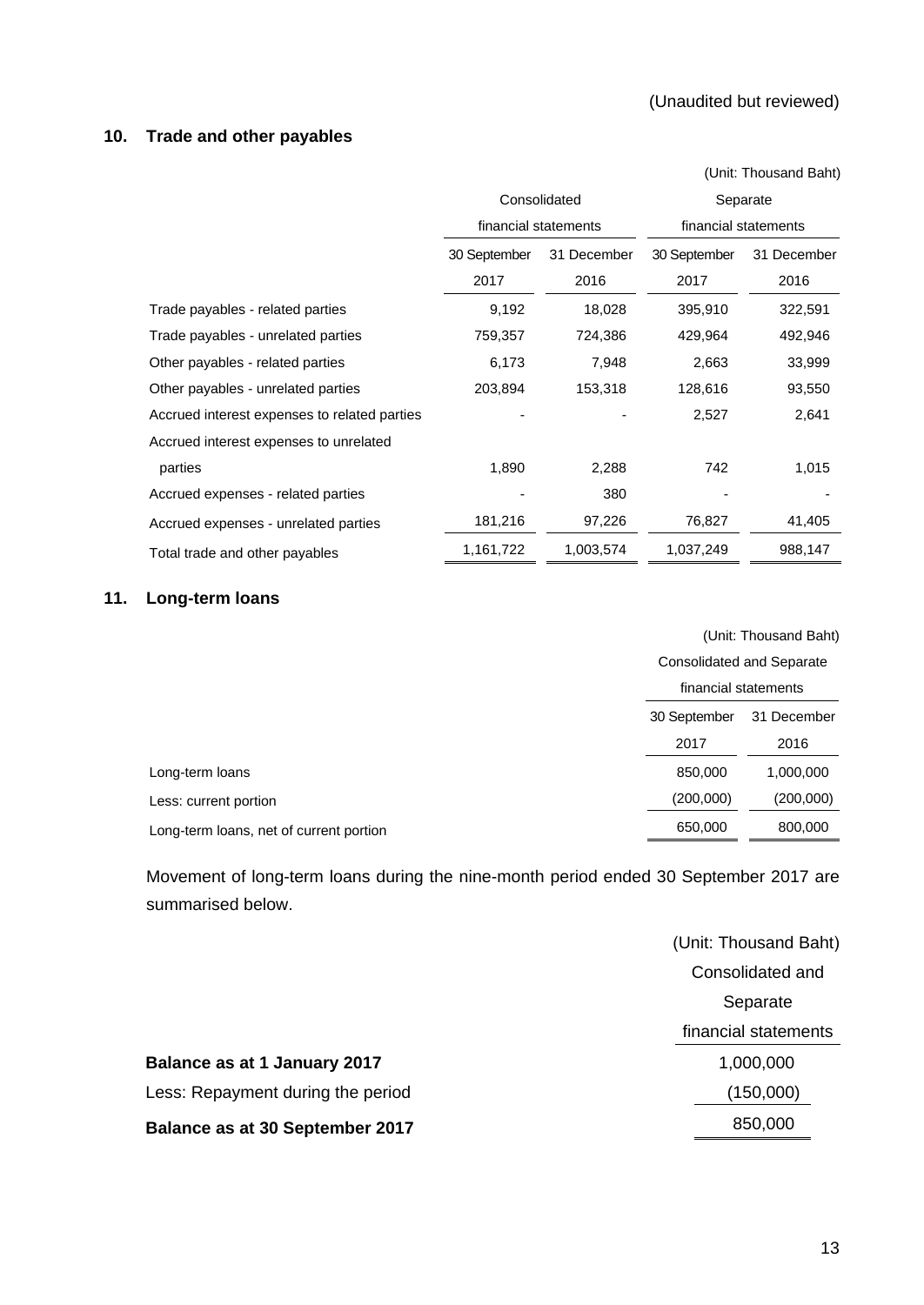(Unaudited but reviewed)

## 10. Trade and other payables

(Unit: Thousand Baht)

| | Consolidated financial statements | | Separate financial statements | |
|---|---|---|---|---|
| | 30 September 2017 | 31 December 2016 | 30 September 2017 | 31 December 2016 |
| Trade payables - related parties | 9,192 | 18,028 | 395,910 | 322,591 |
| Trade payables - unrelated parties | 759,357 | 724,386 | 429,964 | 492,946 |
| Other payables - related parties | 6,173 | 7,948 | 2,663 | 33,999 |
| Other payables - unrelated parties | 203,894 | 153,318 | 128,616 | 93,550 |
| Accrued interest expenses to related parties | - | - | 2,527 | 2,641 |
| Accrued interest expenses to unrelated parties | 1,890 | 2,288 | 742 | 1,015 |
| Accrued expenses - related parties | - | 380 | - | - |
| Accrued expenses - unrelated parties | 181,216 | 97,226 | 76,827 | 41,405 |
| Total trade and other payables | 1,161,722 | 1,003,574 | 1,037,249 | 988,147 |

## 11. Long-term loans

(Unit: Thousand Baht)

| | Consolidated and Separate financial statements | |
|---|---|---|
| | 30 September 2017 | 31 December 2016 |
| Long-term loans | 850,000 | 1,000,000 |
| Less: current portion | (200,000) | (200,000) |
| Long-term loans, net of current portion | 650,000 | 800,000 |

Movement of long-term loans during the nine-month period ended 30 September 2017 are summarised below.

(Unit: Thousand Baht)

| | Consolidated and Separate financial statements |
|---|---|
| **Balance as at 1 January 2017** | 1,000,000 |
| Less: Repayment during the period | (150,000) |
| **Balance as at 30 September 2017** | 850,000 |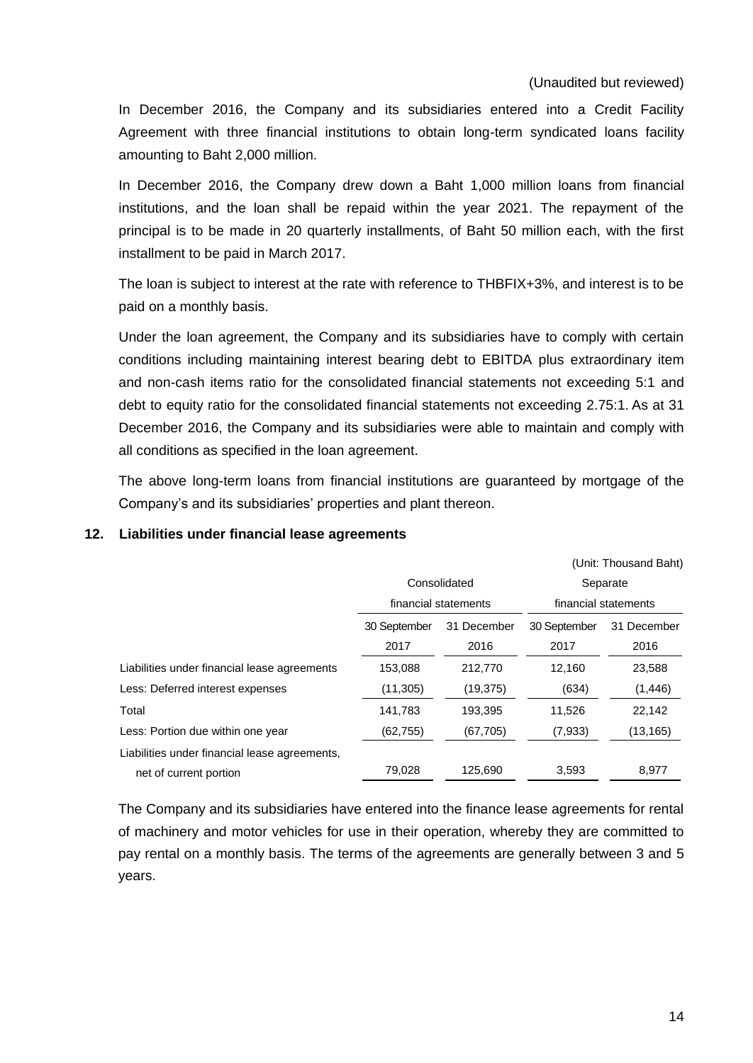(Unaudited but reviewed)

In December 2016, the Company and its subsidiaries entered into a Credit Facility Agreement with three financial institutions to obtain long-term syndicated loans facility amounting to Baht 2,000 million.

In December 2016, the Company drew down a Baht 1,000 million loans from financial institutions, and the loan shall be repaid within the year 2021. The repayment of the principal is to be made in 20 quarterly installments, of Baht 50 million each, with the first installment to be paid in March 2017.

The loan is subject to interest at the rate with reference to THBFIX+3%, and interest is to be paid on a monthly basis.

Under the loan agreement, the Company and its subsidiaries have to comply with certain conditions including maintaining interest bearing debt to EBITDA plus extraordinary item and non-cash items ratio for the consolidated financial statements not exceeding 5:1 and debt to equity ratio for the consolidated financial statements not exceeding 2.75:1. As at 31 December 2016, the Company and its subsidiaries were able to maintain and comply with all conditions as specified in the loan agreement.

The above long-term loans from financial institutions are guaranteed by mortgage of the Company's and its subsidiaries' properties and plant thereon.

## 12. Liabilities under financial lease agreements

(Unit: Thousand Baht)

| | Consolidated financial statements | | Separate financial statements | |
|---|---|---|---|---|
| | 30 September 2017 | 31 December 2016 | 30 September 2017 | 31 December 2016 |
| Liabilities under financial lease agreements | 153,088 | 212,770 | 12,160 | 23,588 |
| Less: Deferred interest expenses | (11,305) | (19,375) | (634) | (1,446) |
| Total | 141,783 | 193,395 | 11,526 | 22,142 |
| Less: Portion due within one year | (62,755) | (67,705) | (7,933) | (13,165) |
| Liabilities under financial lease agreements, net of current portion | 79,028 | 125,690 | 3,593 | 8,977 |

The Company and its subsidiaries have entered into the finance lease agreements for rental of machinery and motor vehicles for use in their operation, whereby they are committed to pay rental on a monthly basis. The terms of the agreements are generally between 3 and 5 years.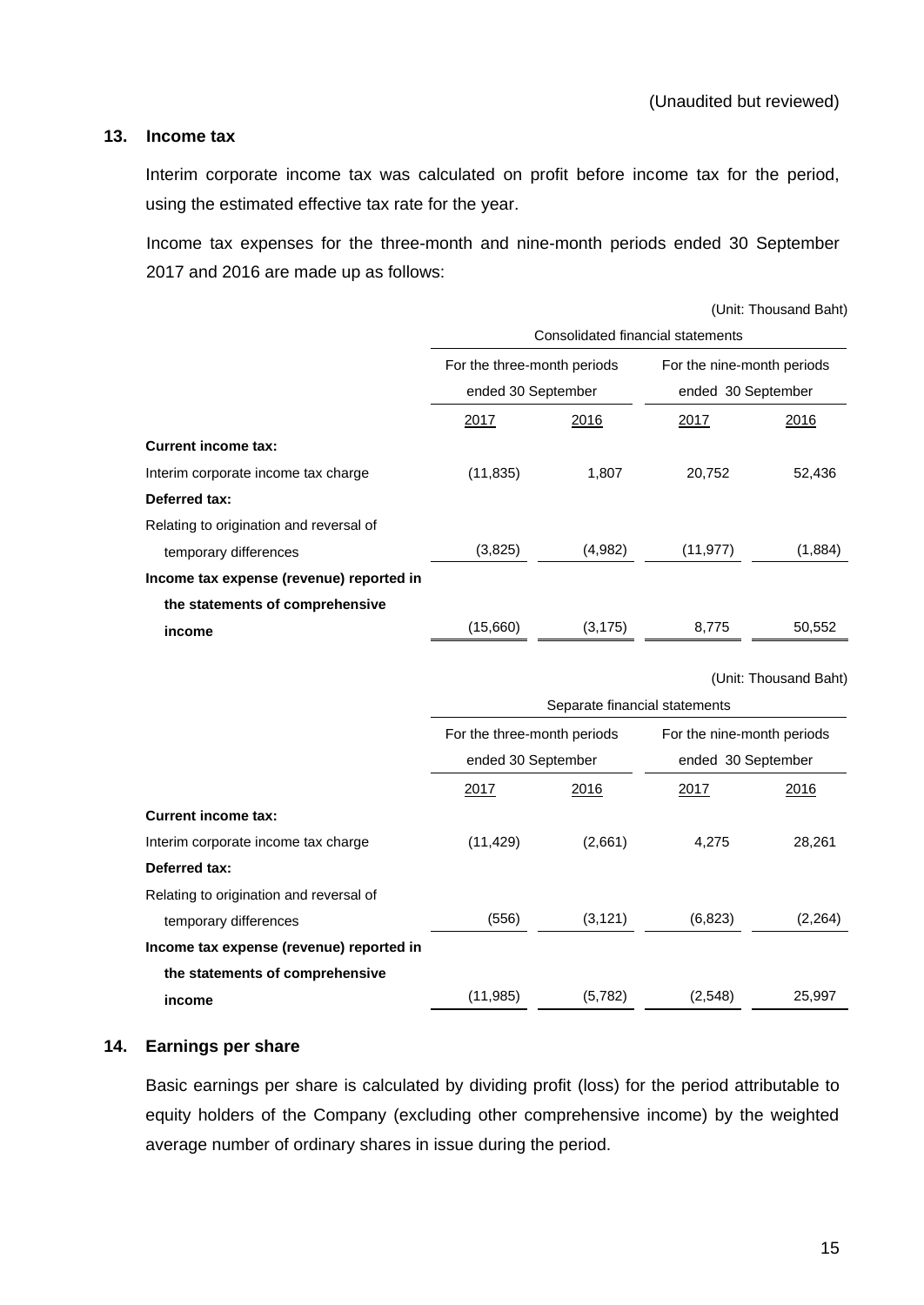(Unaudited but reviewed)

## 13. Income tax

Interim corporate income tax was calculated on profit before income tax for the period, using the estimated effective tax rate for the year.

Income tax expenses for the three-month and nine-month periods ended 30 September 2017 and 2016 are made up as follows:

(Unit: Thousand Baht)

| | Consolidated financial statements | | | |
|---|---|---|---|---|
| | For the three-month periods ended 30 September | | For the nine-month periods ended 30 September | |
| | 2017 | 2016 | 2017 | 2016 |
| **Current income tax:** | | | | |
| Interim corporate income tax charge | (11,835) | 1,807 | 20,752 | 52,436 |
| **Deferred tax:** | | | | |
| Relating to origination and reversal of temporary differences | (3,825) | (4,982) | (11,977) | (1,884) |
| **Income tax expense (revenue) reported in the statements of comprehensive income** | (15,660) | (3,175) | 8,775 | 50,552 |

(Unit: Thousand Baht)

| | Separate financial statements | | | |
|---|---|---|---|---|
| | For the three-month periods ended 30 September | | For the nine-month periods ended 30 September | |
| | 2017 | 2016 | 2017 | 2016 |
| **Current income tax:** | | | | |
| Interim corporate income tax charge | (11,429) | (2,661) | 4,275 | 28,261 |
| **Deferred tax:** | | | | |
| Relating to origination and reversal of temporary differences | (556) | (3,121) | (6,823) | (2,264) |
| **Income tax expense (revenue) reported in the statements of comprehensive income** | (11,985) | (5,782) | (2,548) | 25,997 |

## 14. Earnings per share

Basic earnings per share is calculated by dividing profit (loss) for the period attributable to equity holders of the Company (excluding other comprehensive income) by the weighted average number of ordinary shares in issue during the period.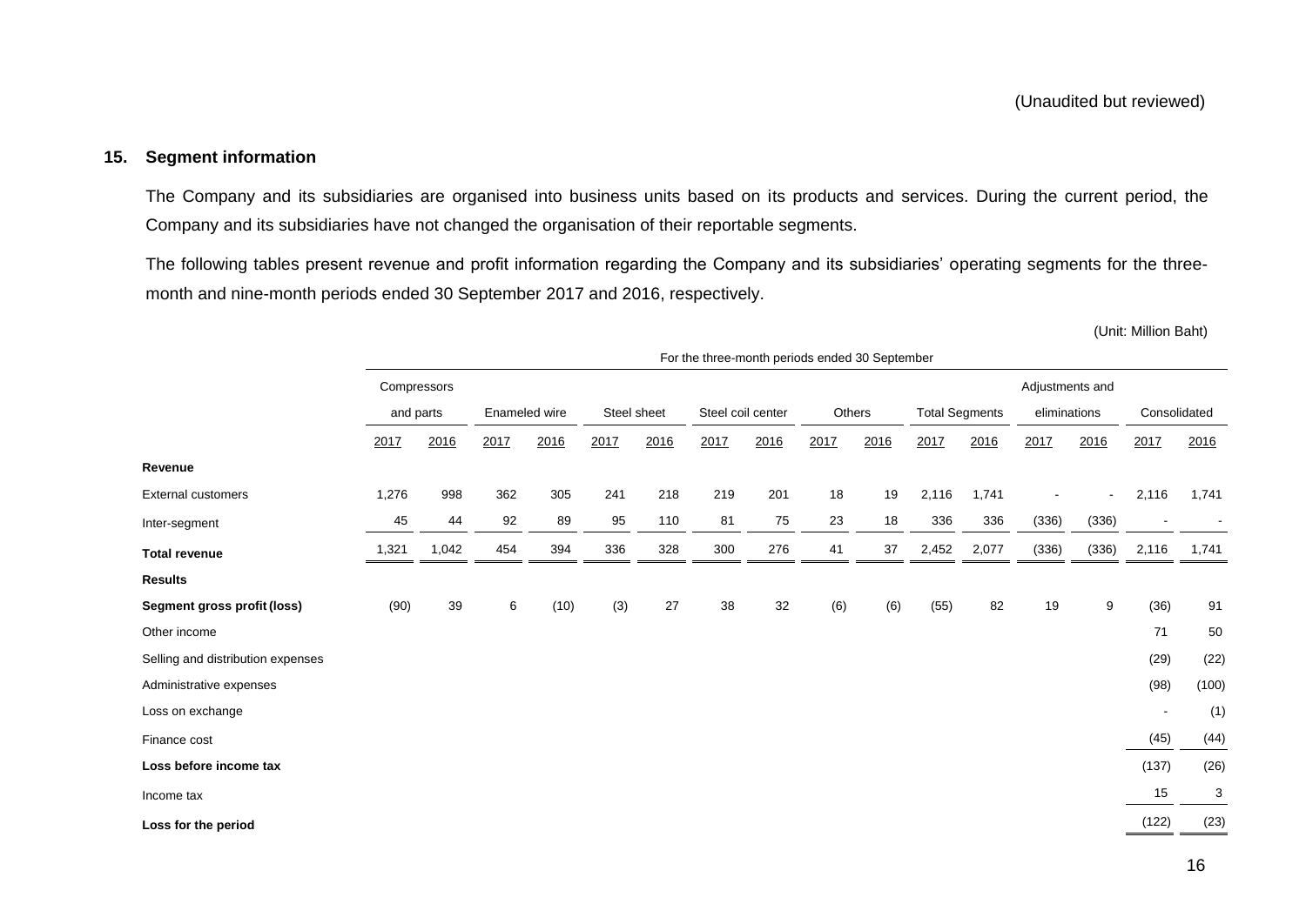(Unaudited but reviewed)

## 15. Segment information

The Company and its subsidiaries are organised into business units based on its products and services. During the current period, the Company and its subsidiaries have not changed the organisation of their reportable segments.

The following tables present revenue and profit information regarding the Company and its subsidiaries' operating segments for the three-month and nine-month periods ended 30 September 2017 and 2016, respectively.

(Unit: Million Baht)

| | For the three-month periods ended 30 September | | | | | | | | | | | | | | | |
|---|---|---|---|---|---|---|---|---|---|---|---|---|---|---|---|---|
| | Compressors and parts | | Enameled wire | | Steel sheet | | Steel coil center | | Others | | Total Segments | | Adjustments and eliminations | | Consolidated | |
| | 2017 | 2016 | 2017 | 2016 | 2017 | 2016 | 2017 | 2016 | 2017 | 2016 | 2017 | 2016 | 2017 | 2016 | 2017 | 2016 |
| **Revenue** | | | | | | | | | | | | | | | | |
| External customers | 1,276 | 998 | 362 | 305 | 241 | 218 | 219 | 201 | 18 | 19 | 2,116 | 1,741 | - | - | 2,116 | 1,741 |
| Inter-segment | 45 | 44 | 92 | 89 | 95 | 110 | 81 | 75 | 23 | 18 | 336 | 336 | (336) | (336) | - | - |
| **Total revenue** | 1,321 | 1,042 | 454 | 394 | 336 | 328 | 300 | 276 | 41 | 37 | 2,452 | 2,077 | (336) | (336) | 2,116 | 1,741 |
| **Results** | | | | | | | | | | | | | | | | |
| **Segment gross profit (loss)** | (90) | 39 | 6 | (10) | (3) | 27 | 38 | 32 | (6) | (6) | (55) | 82 | 19 | 9 | (36) | 91 |
| Other income | | | | | | | | | | | | | | | 71 | 50 |
| Selling and distribution expenses | | | | | | | | | | | | | | | (29) | (22) |
| Administrative expenses | | | | | | | | | | | | | | | (98) | (100) |
| Loss on exchange | | | | | | | | | | | | | | | - | (1) |
| Finance cost | | | | | | | | | | | | | | | (45) | (44) |
| **Loss before income tax** | | | | | | | | | | | | | | | (137) | (26) |
| Income tax | | | | | | | | | | | | | | | 15 | 3 |
| **Loss for the period** | | | | | | | | | | | | | | | (122) | (23) |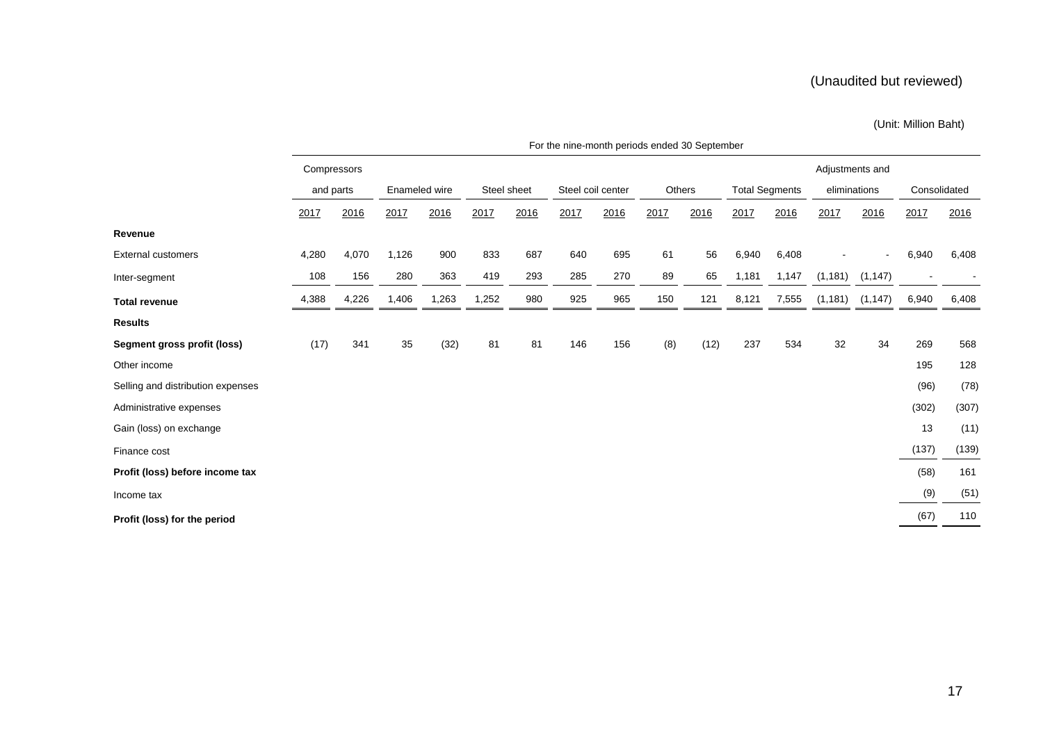(Unaudited but reviewed)

(Unit: Million Baht)

| | For the nine-month periods ended 30 September | | | | | | | | | | | | | | | |
|---|---|---|---|---|---|---|---|---|---|---|---|---|---|---|---|---|
| | Compressors and parts | | Enameled wire | | Steel sheet | | Steel coil center | | Others | | Total Segments | | Adjustments and eliminations | | Consolidated | |
| | 2017 | 2016 | 2017 | 2016 | 2017 | 2016 | 2017 | 2016 | 2017 | 2016 | 2017 | 2016 | 2017 | 2016 | 2017 | 2016 |
| **Revenue** | | | | | | | | | | | | | | | | |
| External customers | 4,280 | 4,070 | 1,126 | 900 | 833 | 687 | 640 | 695 | 61 | 56 | 6,940 | 6,408 | - | - | 6,940 | 6,408 |
| Inter-segment | 108 | 156 | 280 | 363 | 419 | 293 | 285 | 270 | 89 | 65 | 1,181 | 1,147 | (1,181) | (1,147) | - | - |
| **Total revenue** | 4,388 | 4,226 | 1,406 | 1,263 | 1,252 | 980 | 925 | 965 | 150 | 121 | 8,121 | 7,555 | (1,181) | (1,147) | 6,940 | 6,408 |
| **Results** | | | | | | | | | | | | | | | | |
| **Segment gross profit (loss)** | (17) | 341 | 35 | (32) | 81 | 81 | 146 | 156 | (8) | (12) | 237 | 534 | 32 | 34 | 269 | 568 |
| Other income | | | | | | | | | | | | | | | 195 | 128 |
| Selling and distribution expenses | | | | | | | | | | | | | | | (96) | (78) |
| Administrative expenses | | | | | | | | | | | | | | | (302) | (307) |
| Gain (loss) on exchange | | | | | | | | | | | | | | | 13 | (11) |
| Finance cost | | | | | | | | | | | | | | | (137) | (139) |
| **Profit (loss) before income tax** | | | | | | | | | | | | | | | (58) | 161 |
| Income tax | | | | | | | | | | | | | | | (9) | (51) |
| **Profit (loss) for the period** | | | | | | | | | | | | | | | (67) | 110 |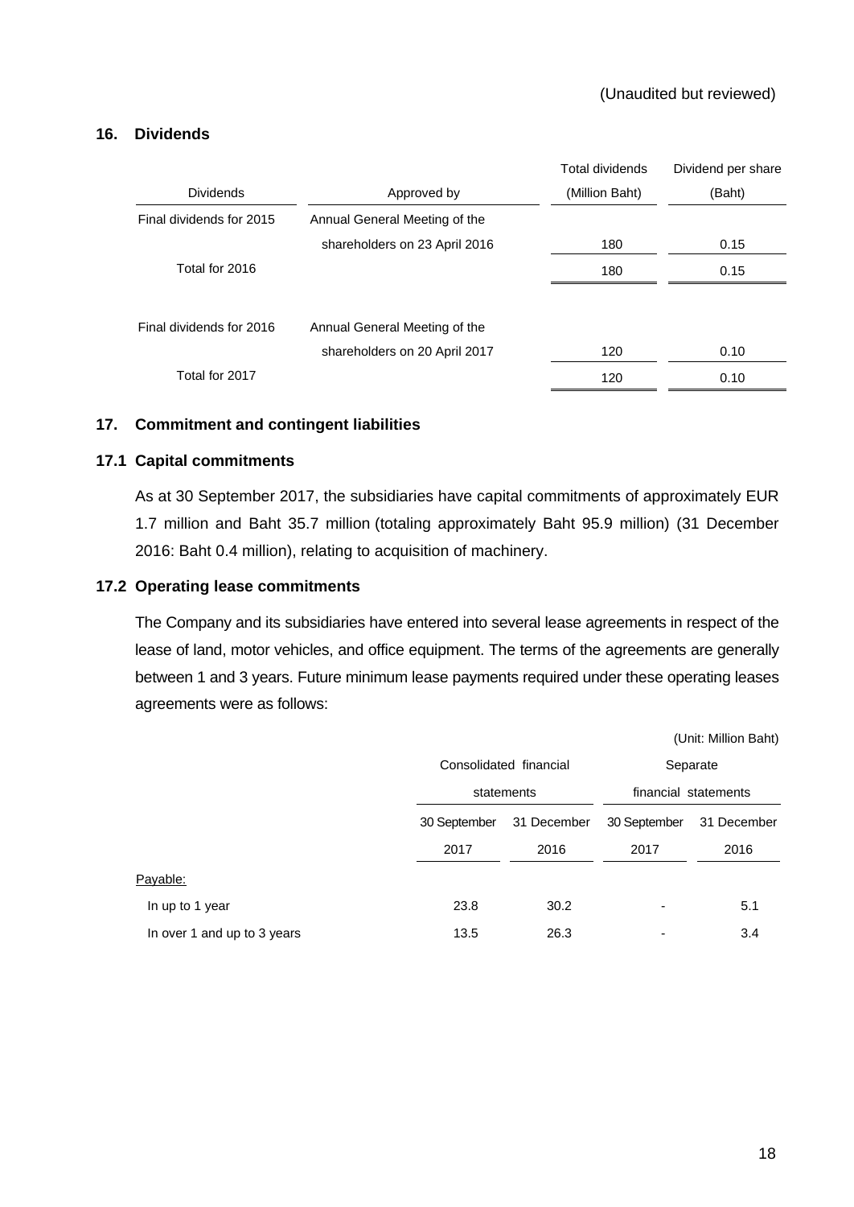(Unaudited but reviewed)

## 16. Dividends

| Dividends | Approved by | Total dividends (Million Baht) | Dividend per share (Baht) |
|---|---|---|---|
| Final dividends for 2015 | Annual General Meeting of the shareholders on 23 April 2016 | 180 | 0.15 |
| Total for 2016 | | 180 | 0.15 |
| Final dividends for 2016 | Annual General Meeting of the shareholders on 20 April 2017 | 120 | 0.10 |
| Total for 2017 | | 120 | 0.10 |

## 17. Commitment and contingent liabilities

### 17.1 Capital commitments

As at 30 September 2017, the subsidiaries have capital commitments of approximately EUR 1.7 million and Baht 35.7 million (totaling approximately Baht 95.9 million) (31 December 2016: Baht 0.4 million), relating to acquisition of machinery.

### 17.2 Operating lease commitments

The Company and its subsidiaries have entered into several lease agreements in respect of the lease of land, motor vehicles, and office equipment. The terms of the agreements are generally between 1 and 3 years. Future minimum lease payments required under these operating leases agreements were as follows:

(Unit: Million Baht)

| | Consolidated financial statements | | Separate financial statements | |
|---|---|---|---|---|
| | 30 September 2017 | 31 December 2016 | 30 September 2017 | 31 December 2016 |
| Payable: | | | | |
| In up to 1 year | 23.8 | 30.2 | - | 5.1 |
| In over 1 and up to 3 years | 13.5 | 26.3 | - | 3.4 |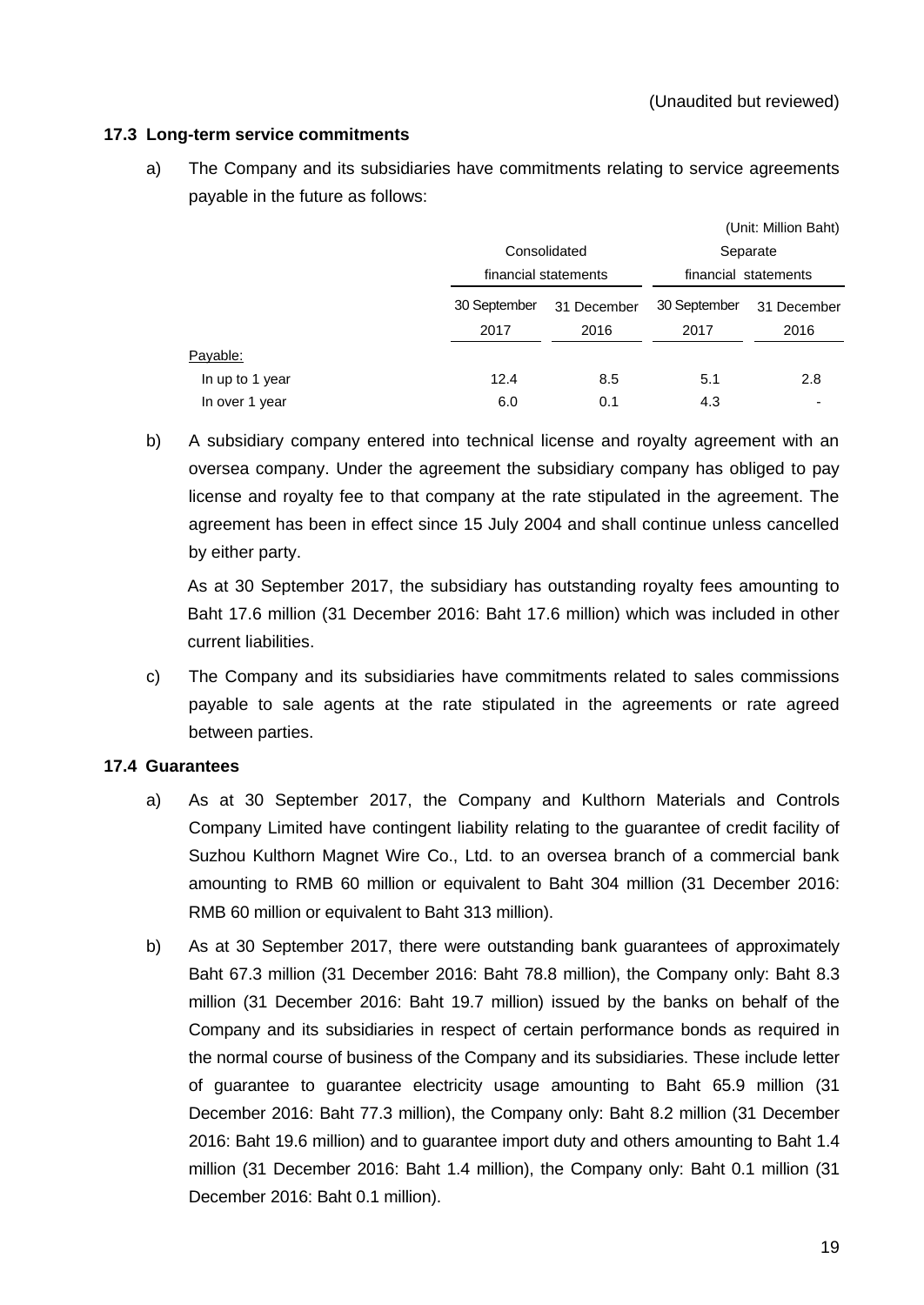(Unaudited but reviewed)

### 17.3 Long-term service commitments

a) The Company and its subsidiaries have commitments relating to service agreements payable in the future as follows:

(Unit: Million Baht)

| | Consolidated financial statements | | Separate financial statements | |
|---|---|---|---|---|
| | 30 September 2017 | 31 December 2016 | 30 September 2017 | 31 December 2016 |
| Payable: | | | | |
| In up to 1 year | 12.4 | 8.5 | 5.1 | 2.8 |
| In over 1 year | 6.0 | 0.1 | 4.3 | - |

b) A subsidiary company entered into technical license and royalty agreement with an oversea company. Under the agreement the subsidiary company has obliged to pay license and royalty fee to that company at the rate stipulated in the agreement. The agreement has been in effect since 15 July 2004 and shall continue unless cancelled by either party.

As at 30 September 2017, the subsidiary has outstanding royalty fees amounting to Baht 17.6 million (31 December 2016: Baht 17.6 million) which was included in other current liabilities.

c) The Company and its subsidiaries have commitments related to sales commissions payable to sale agents at the rate stipulated in the agreements or rate agreed between parties.

### 17.4 Guarantees

a) As at 30 September 2017, the Company and Kulthorn Materials and Controls Company Limited have contingent liability relating to the guarantee of credit facility of Suzhou Kulthorn Magnet Wire Co., Ltd. to an oversea branch of a commercial bank amounting to RMB 60 million or equivalent to Baht 304 million (31 December 2016: RMB 60 million or equivalent to Baht 313 million).

b) As at 30 September 2017, there were outstanding bank guarantees of approximately Baht 67.3 million (31 December 2016: Baht 78.8 million), the Company only: Baht 8.3 million (31 December 2016: Baht 19.7 million) issued by the banks on behalf of the Company and its subsidiaries in respect of certain performance bonds as required in the normal course of business of the Company and its subsidiaries. These include letter of guarantee to guarantee electricity usage amounting to Baht 65.9 million (31 December 2016: Baht 77.3 million), the Company only: Baht 8.2 million (31 December 2016: Baht 19.6 million) and to guarantee import duty and others amounting to Baht 1.4 million (31 December 2016: Baht 1.4 million), the Company only: Baht 0.1 million (31 December 2016: Baht 0.1 million).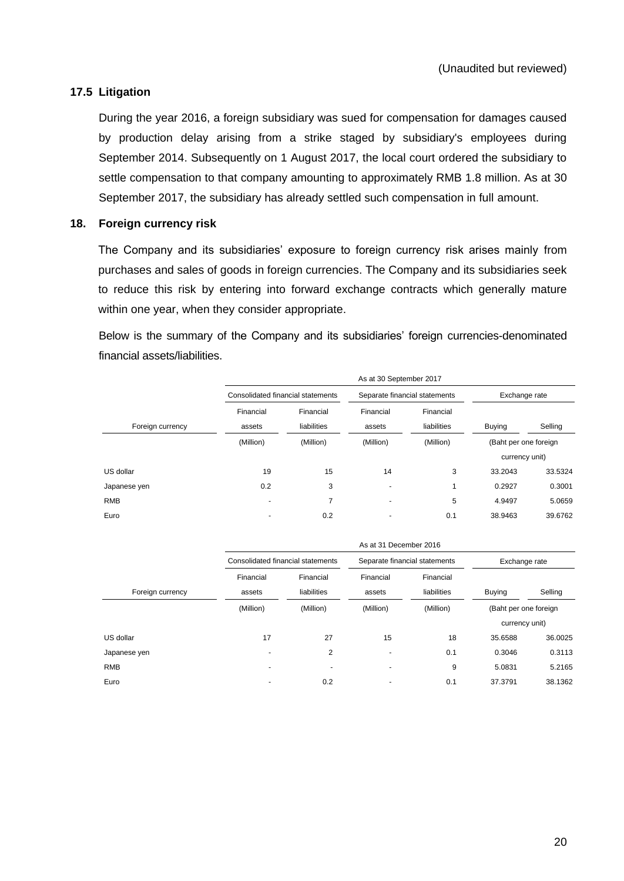(Unaudited but reviewed)

### 17.5 Litigation

During the year 2016, a foreign subsidiary was sued for compensation for damages caused by production delay arising from a strike staged by subsidiary's employees during September 2014. Subsequently on 1 August 2017, the local court ordered the subsidiary to settle compensation to that company amounting to approximately RMB 1.8 million. As at 30 September 2017, the subsidiary has already settled such compensation in full amount.

## 18. Foreign currency risk

The Company and its subsidiaries' exposure to foreign currency risk arises mainly from purchases and sales of goods in foreign currencies. The Company and its subsidiaries seek to reduce this risk by entering into forward exchange contracts which generally mature within one year, when they consider appropriate.

Below is the summary of the Company and its subsidiaries' foreign currencies-denominated financial assets/liabilities.

| | As at 30 September 2017 | | | | | |
|---|---|---|---|---|---|---|
| | Consolidated financial statements | | Separate financial statements | | Exchange rate | |
| Foreign currency | Financial assets | Financial liabilities | Financial assets | Financial liabilities | Buying | Selling |
| | (Million) | (Million) | (Million) | (Million) | (Baht per one foreign currency unit) | |
| US dollar | 19 | 15 | 14 | 3 | 33.2043 | 33.5324 |
| Japanese yen | 0.2 | 3 | - | 1 | 0.2927 | 0.3001 |
| RMB | - | 7 | - | 5 | 4.9497 | 5.0659 |
| Euro | - | 0.2 | - | 0.1 | 38.9463 | 39.6762 |

| | As at 31 December 2016 | | | | | |
|---|---|---|---|---|---|---|
| | Consolidated financial statements | | Separate financial statements | | Exchange rate | |
| Foreign currency | Financial assets | Financial liabilities | Financial assets | Financial liabilities | Buying | Selling |
| | (Million) | (Million) | (Million) | (Million) | (Baht per one foreign currency unit) | |
| US dollar | 17 | 27 | 15 | 18 | 35.6588 | 36.0025 |
| Japanese yen | - | 2 | - | 0.1 | 0.3046 | 0.3113 |
| RMB | - | - | - | 9 | 5.0831 | 5.2165 |
| Euro | - | 0.2 | - | 0.1 | 37.3791 | 38.1362 |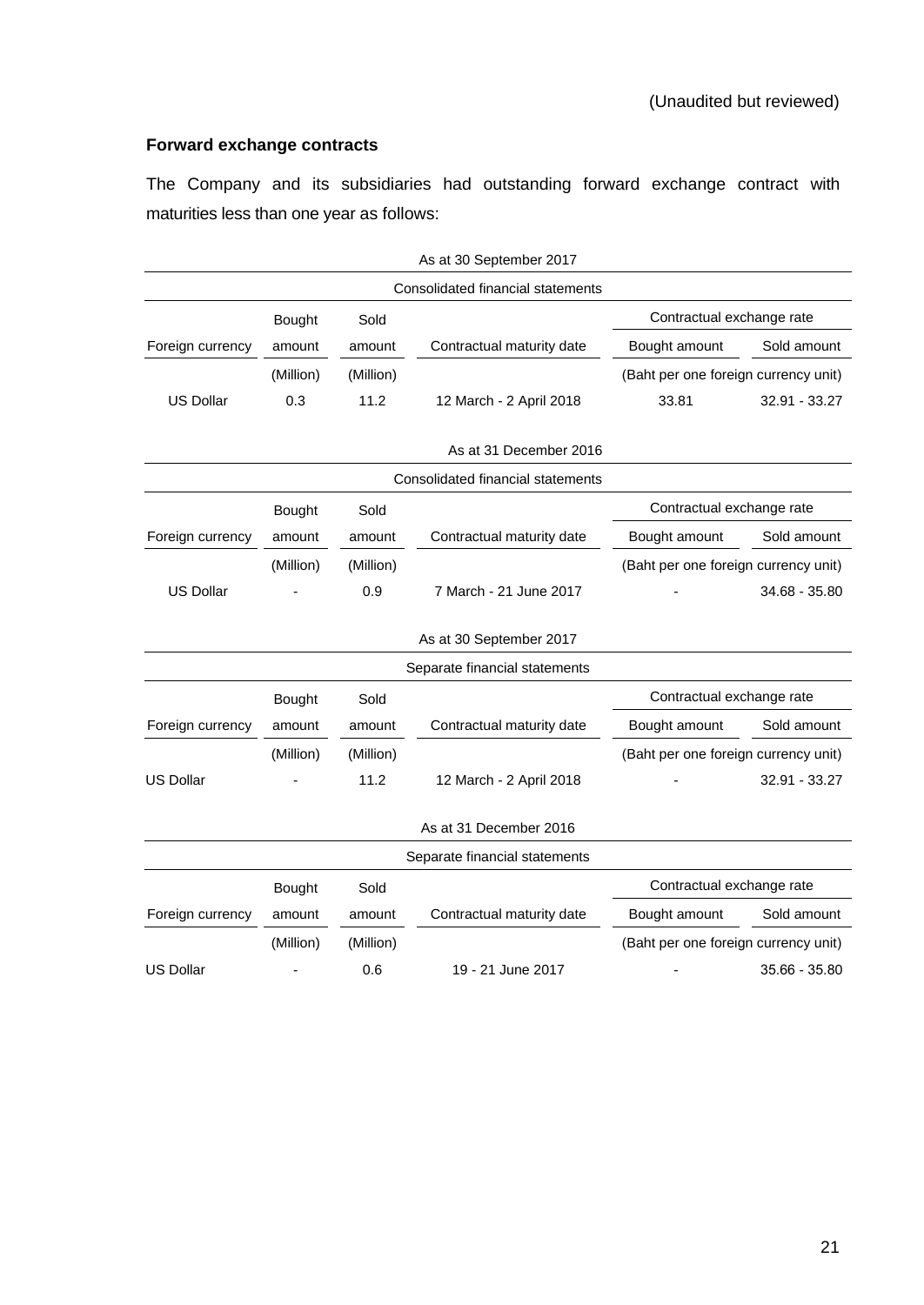(Unaudited but reviewed)

**Forward exchange contracts**

The Company and its subsidiaries had outstanding forward exchange contract with maturities less than one year as follows:

| As at 30 September 2017 | | | | | |
|---|---|---|---|---|---|
| Consolidated financial statements | | | | | |
| | Bought | Sold | | Contractual exchange rate | |
| Foreign currency | amount | amount | Contractual maturity date | Bought amount | Sold amount |
| | (Million) | (Million) | | (Baht per one foreign currency unit) | |
| US Dollar | 0.3 | 11.2 | 12 March - 2 April 2018 | 33.81 | 32.91 - 33.27 |

| As at 31 December 2016 | | | | | |
|---|---|---|---|---|---|
| Consolidated financial statements | | | | | |
| | Bought | Sold | | Contractual exchange rate | |
| Foreign currency | amount | amount | Contractual maturity date | Bought amount | Sold amount |
| | (Million) | (Million) | | (Baht per one foreign currency unit) | |
| US Dollar | - | 0.9 | 7 March - 21 June 2017 | - | 34.68 - 35.80 |

| As at 30 September 2017 | | | | | |
|---|---|---|---|---|---|
| Separate financial statements | | | | | |
| | Bought | Sold | | Contractual exchange rate | |
| Foreign currency | amount | amount | Contractual maturity date | Bought amount | Sold amount |
| | (Million) | (Million) | | (Baht per one foreign currency unit) | |
| US Dollar | - | 11.2 | 12 March - 2 April 2018 | - | 32.91 - 33.27 |

| As at 31 December 2016 | | | | | |
|---|---|---|---|---|---|
| Separate financial statements | | | | | |
| | Bought | Sold | | Contractual exchange rate | |
| Foreign currency | amount | amount | Contractual maturity date | Bought amount | Sold amount |
| | (Million) | (Million) | | (Baht per one foreign currency unit) | |
| US Dollar | - | 0.6 | 19 - 21 June 2017 | - | 35.66 - 35.80 |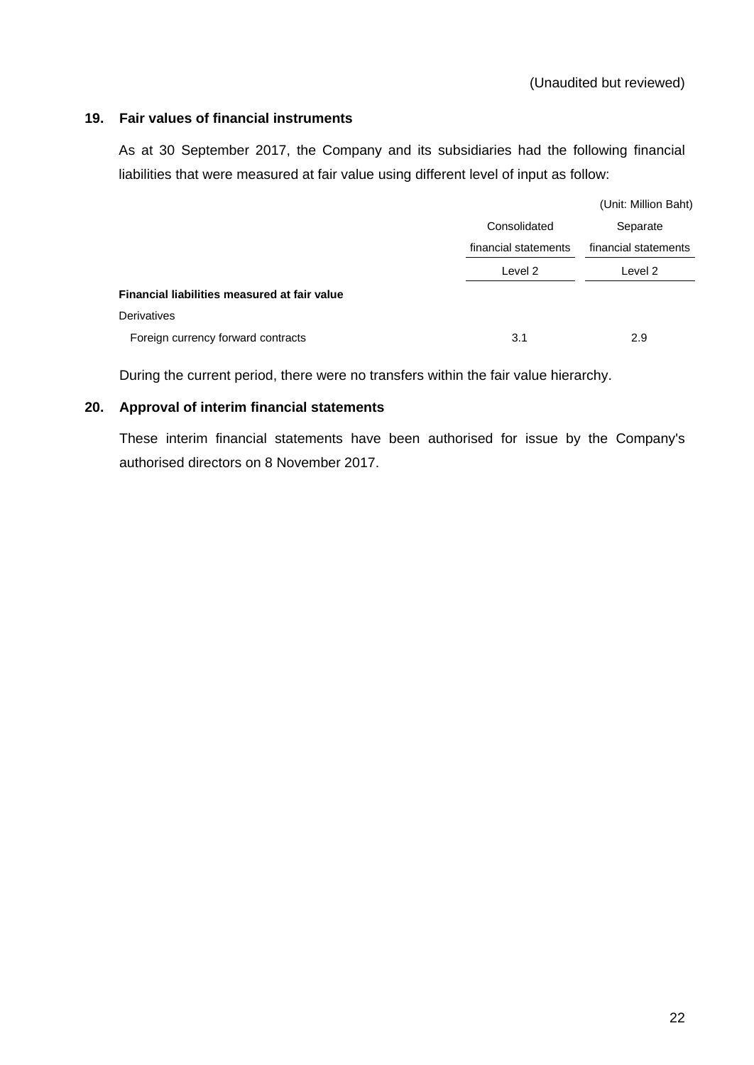(Unaudited but reviewed)

## 19. Fair values of financial instruments

As at 30 September 2017, the Company and its subsidiaries had the following financial liabilities that were measured at fair value using different level of input as follow:

(Unit: Million Baht)

| | Consolidated financial statements | Separate financial statements |
|---|---|---|
| | Level 2 | Level 2 |
| **Financial liabilities measured at fair value** | | |
| Derivatives | | |
| Foreign currency forward contracts | 3.1 | 2.9 |

During the current period, there were no transfers within the fair value hierarchy.

## 20. Approval of interim financial statements

These interim financial statements have been authorised for issue by the Company's authorised directors on 8 November 2017.